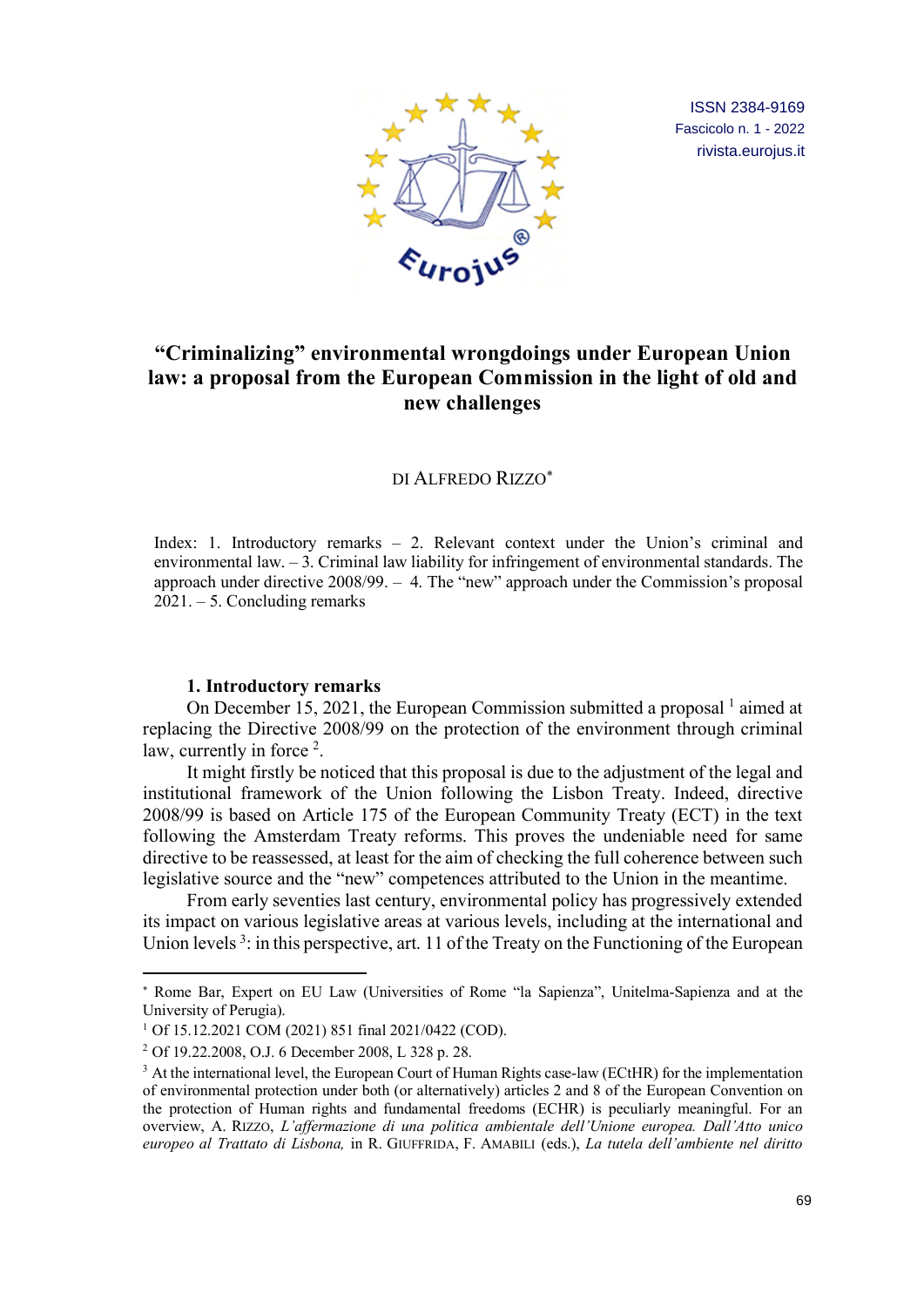ISSN 2384-9169
Fascicolo n. 1 - 2022
rivista.eurojus.it

# "Criminalizing" environmental wrongdoings under European Union law: a proposal from the European Commission in the light of old and new challenges

DI ALFREDO RIZZO[*]

Index: 1. Introductory remarks – 2. Relevant context under the Union's criminal and environmental law. – 3. Criminal law liability for infringement of environmental standards. The approach under directive 2008/99. – 4. The "new" approach under the Commission's proposal 2021. – 5. Concluding remarks

## 1. Introductory remarks

On December 15, 2021, the European Commission submitted a proposal [1] aimed at replacing the Directive 2008/99 on the protection of the environment through criminal law, currently in force [2].

It might firstly be noticed that this proposal is due to the adjustment of the legal and institutional framework of the Union following the Lisbon Treaty. Indeed, directive 2008/99 is based on Article 175 of the European Community Treaty (ECT) in the text following the Amsterdam Treaty reforms. This proves the undeniable need for same directive to be reassessed, at least for the aim of checking the full coherence between such legislative source and the "new" competences attributed to the Union in the meantime.

From early seventies last century, environmental policy has progressively extended its impact on various legislative areas at various levels, including at the international and Union levels [3]: in this perspective, art. 11 of the Treaty on the Functioning of the European

---

[*] Rome Bar, Expert on EU Law (Universities of Rome "la Sapienza", Unitelma-Sapienza and at the University of Perugia).

[1] Of 15.12.2021 COM (2021) 851 final 2021/0422 (COD).

[2] Of 19.22.2008, O.J. 6 December 2008, L 328 p. 28.

[3] At the international level, the European Court of Human Rights case-law (ECtHR) for the implementation of environmental protection under both (or alternatively) articles 2 and 8 of the European Convention on the protection of Human rights and fundamental freedoms (ECHR) is peculiarly meaningful. For an overview, A. RIZZO, *L'affermazione di una politica ambientale dell'Unione europea. Dall'Atto unico europeo al Trattato di Lisbona,* in R. GIUFFRIDA, F. AMABILI (eds.), *La tutela dell'ambiente nel diritto*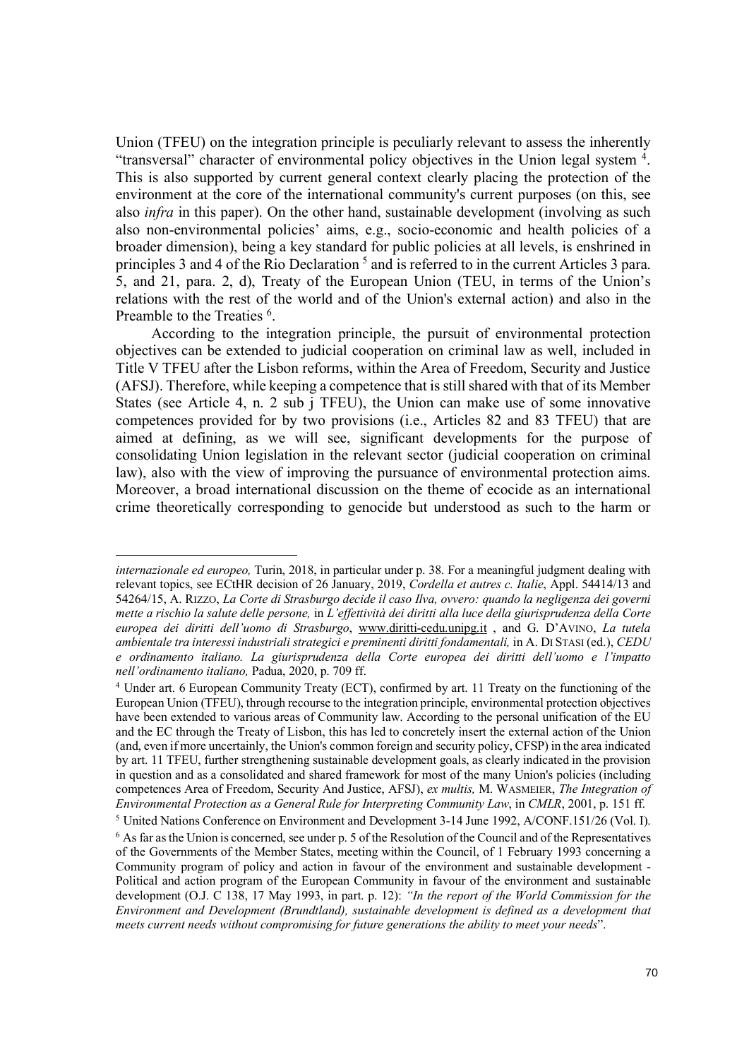Union (TFEU) on the integration principle is peculiarly relevant to assess the inherently "transversal" character of environmental policy objectives in the Union legal system [4]. This is also supported by current general context clearly placing the protection of the environment at the core of the international community's current purposes (on this, see also *infra* in this paper). On the other hand, sustainable development (involving as such also non-environmental policies' aims, e.g., socio-economic and health policies of a broader dimension), being a key standard for public policies at all levels, is enshrined in principles 3 and 4 of the Rio Declaration [5] and is referred to in the current Articles 3 para. 5, and 21, para. 2, d), Treaty of the European Union (TEU, in terms of the Union's relations with the rest of the world and of the Union's external action) and also in the Preamble to the Treaties [6].

According to the integration principle, the pursuit of environmental protection objectives can be extended to judicial cooperation on criminal law as well, included in Title V TFEU after the Lisbon reforms, within the Area of Freedom, Security and Justice (AFSJ). Therefore, while keeping a competence that is still shared with that of its Member States (see Article 4, n. 2 sub j TFEU), the Union can make use of some innovative competences provided for by two provisions (i.e., Articles 82 and 83 TFEU) that are aimed at defining, as we will see, significant developments for the purpose of consolidating Union legislation in the relevant sector (judicial cooperation on criminal law), also with the view of improving the pursuance of environmental protection aims. Moreover, a broad international discussion on the theme of ecocide as an international crime theoretically corresponding to genocide but understood as such to the harm or

---

*internazionale ed europeo,* Turin, 2018, in particular under p. 38. For a meaningful judgment dealing with relevant topics, see ECtHR decision of 26 January, 2019, *Cordella et autres c. Italie*, Appl. 54414/13 and 54264/15, A. RIZZO, *La Corte di Strasburgo decide il caso Ilva, ovvero: quando la negligenza dei governi mette a rischio la salute delle persone,* in *L'effettività dei diritti alla luce della giurisprudenza della Corte europea dei diritti dell'uomo di Strasburgo*, www.diritti-cedu.unipg.it , and G. D'AVINO, *La tutela ambientale tra interessi industriali strategici e preminenti diritti fondamentali,* in A. DI STASI (ed.), *CEDU e ordinamento italiano. La giurisprudenza della Corte europea dei diritti dell'uomo e l'impatto nell'ordinamento italiano,* Padua, 2020, p. 709 ff.

[4] Under art. 6 European Community Treaty (ECT), confirmed by art. 11 Treaty on the functioning of the European Union (TFEU), through recourse to the integration principle, environmental protection objectives have been extended to various areas of Community law. According to the personal unification of the EU and the EC through the Treaty of Lisbon, this has led to concretely insert the external action of the Union (and, even if more uncertainly, the Union's common foreign and security policy, CFSP) in the area indicated by art. 11 TFEU, further strengthening sustainable development goals, as clearly indicated in the provision in question and as a consolidated and shared framework for most of the many Union's policies (including competences Area of Freedom, Security And Justice, AFSJ), *ex multis,* M. WASMEIER, *The Integration of Environmental Protection as a General Rule for Interpreting Community Law*, in *CMLR*, 2001, p. 151 ff.

[5] United Nations Conference on Environment and Development 3-14 June 1992, A/CONF.151/26 (Vol. I).

[6] As far as the Union is concerned, see under p. 5 of the Resolution of the Council and of the Representatives of the Governments of the Member States, meeting within the Council, of 1 February 1993 concerning a Community program of policy and action in favour of the environment and sustainable development - Political and action program of the European Community in favour of the environment and sustainable development (O.J. C 138, 17 May 1993, in part. p. 12): *"In the report of the World Commission for the Environment and Development (Brundtland), sustainable development is defined as a development that meets current needs without compromising for future generations the ability to meet your needs*".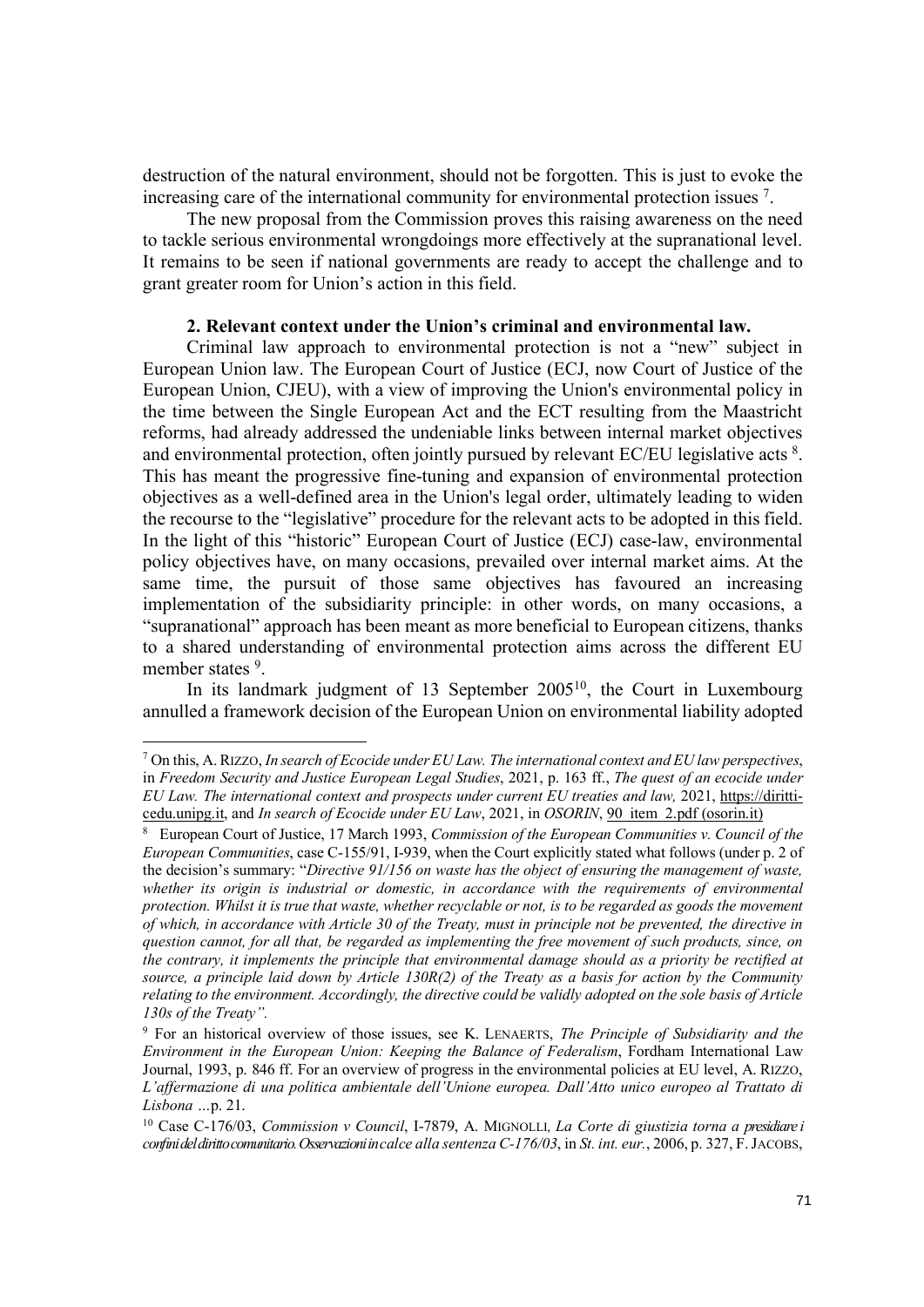destruction of the natural environment, should not be forgotten. This is just to evoke the increasing care of the international community for environmental protection issues [7].

The new proposal from the Commission proves this raising awareness on the need to tackle serious environmental wrongdoings more effectively at the supranational level. It remains to be seen if national governments are ready to accept the challenge and to grant greater room for Union's action in this field.

**2. Relevant context under the Union's criminal and environmental law.**

Criminal law approach to environmental protection is not a "new" subject in European Union law. The European Court of Justice (ECJ, now Court of Justice of the European Union, CJEU), with a view of improving the Union's environmental policy in the time between the Single European Act and the ECT resulting from the Maastricht reforms, had already addressed the undeniable links between internal market objectives and environmental protection, often jointly pursued by relevant EC/EU legislative acts [8]. This has meant the progressive fine-tuning and expansion of environmental protection objectives as a well-defined area in the Union's legal order, ultimately leading to widen the recourse to the "legislative" procedure for the relevant acts to be adopted in this field. In the light of this "historic" European Court of Justice (ECJ) case-law, environmental policy objectives have, on many occasions, prevailed over internal market aims. At the same time, the pursuit of those same objectives has favoured an increasing implementation of the subsidiarity principle: in other words, on many occasions, a "supranational" approach has been meant as more beneficial to European citizens, thanks to a shared understanding of environmental protection aims across the different EU member states [9].

In its landmark judgment of 13 September 2005[10], the Court in Luxembourg annulled a framework decision of the European Union on environmental liability adopted

---

[7] On this, A. RIZZO, *In search of Ecocide under EU Law. The international context and EU law perspectives*, in *Freedom Security and Justice European Legal Studies*, 2021, p. 163 ff., *The quest of an ecocide under EU Law. The international context and prospects under current EU treaties and law,* 2021, https://diritti-cedu.unipg.it, and *In search of Ecocide under EU Law*, 2021, in *OSORIN*, 90_item_2.pdf (osorin.it)

[8] European Court of Justice, 17 March 1993, *Commission of the European Communities v. Council of the European Communities*, case C-155/91, I-939, when the Court explicitly stated what follows (under p. 2 of the decision's summary: "*Directive 91/156 on waste has the object of ensuring the management of waste, whether its origin is industrial or domestic, in accordance with the requirements of environmental protection. Whilst it is true that waste, whether recyclable or not, is to be regarded as goods the movement of which, in accordance with Article 30 of the Treaty, must in principle not be prevented, the directive in question cannot, for all that, be regarded as implementing the free movement of such products, since, on the contrary, it implements the principle that environmental damage should as a priority be rectified at source, a principle laid down by Article 130R(2) of the Treaty as a basis for action by the Community relating to the environment. Accordingly, the directive could be validly adopted on the sole basis of Article 130s of the Treaty".*

[9] For an historical overview of those issues, see K. LENAERTS, *The Principle of Subsidiarity and the Environment in the European Union: Keeping the Balance of Federalism*, Fordham International Law Journal, 1993, p. 846 ff. For an overview of progress in the environmental policies at EU level, A. RIZZO, *L'affermazione di una politica ambientale dell'Unione europea. Dall'Atto unico europeo al Trattato di Lisbona* ...p. 21.

[10] Case C-176/03, *Commission v Council*, I-7879, A. MIGNOLLI, *La Corte di giustizia torna a presidiare i confini del diritto comunitario. Osservazioni in calce alla sentenza C-176/03*, in *St. int. eur.*, 2006, p. 327, F. JACOBS,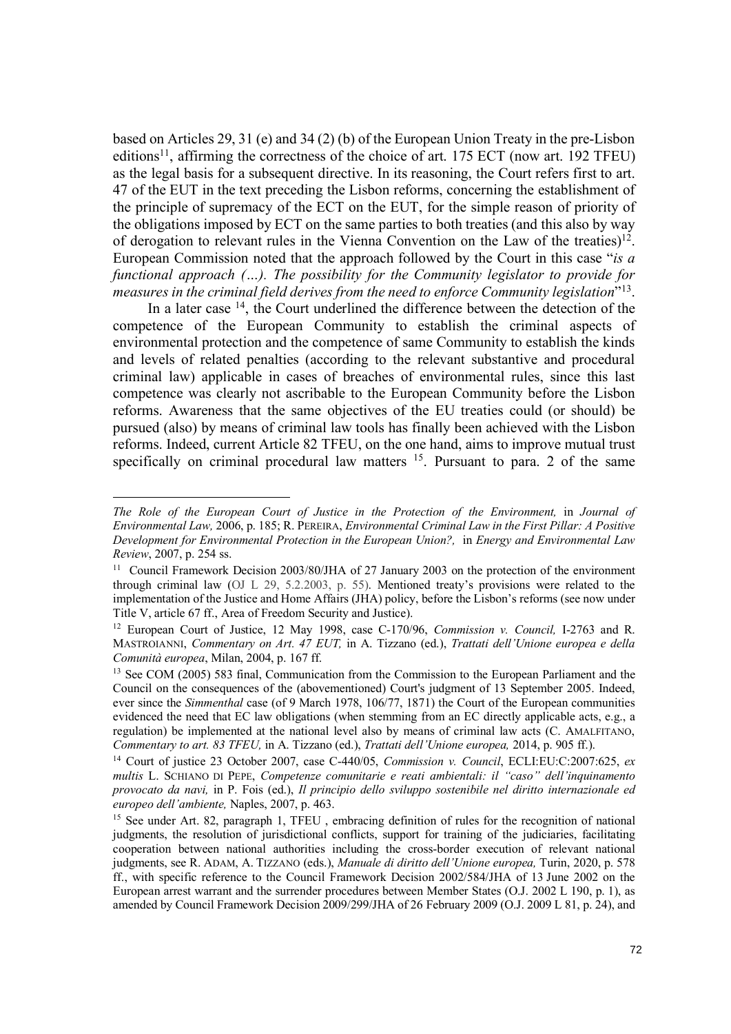based on Articles 29, 31 (e) and 34 (2) (b) of the European Union Treaty in the pre-Lisbon editions[11], affirming the correctness of the choice of art. 175 ECT (now art. 192 TFEU) as the legal basis for a subsequent directive. In its reasoning, the Court refers first to art. 47 of the EUT in the text preceding the Lisbon reforms, concerning the establishment of the principle of supremacy of the ECT on the EUT, for the simple reason of priority of the obligations imposed by ECT on the same parties to both treaties (and this also by way of derogation to relevant rules in the Vienna Convention on the Law of the treaties)[12]. European Commission noted that the approach followed by the Court in this case "*is a functional approach (…). The possibility for the Community legislator to provide for measures in the criminal field derives from the need to enforce Community legislation*"[13].

In a later case [14], the Court underlined the difference between the detection of the competence of the European Community to establish the criminal aspects of environmental protection and the competence of same Community to establish the kinds and levels of related penalties (according to the relevant substantive and procedural criminal law) applicable in cases of breaches of environmental rules, since this last competence was clearly not ascribable to the European Community before the Lisbon reforms. Awareness that the same objectives of the EU treaties could (or should) be pursued (also) by means of criminal law tools has finally been achieved with the Lisbon reforms. Indeed, current Article 82 TFEU, on the one hand, aims to improve mutual trust specifically on criminal procedural law matters [15]. Pursuant to para. 2 of the same

---

*The Role of the European Court of Justice in the Protection of the Environment,* in *Journal of Environmental Law,* 2006, p. 185; R. PEREIRA, *Environmental Criminal Law in the First Pillar: A Positive Development for Environmental Protection in the European Union?,* in *Energy and Environmental Law Review*, 2007, p. 254 ss.

[11] Council Framework Decision 2003/80/JHA of 27 January 2003 on the protection of the environment through criminal law (OJ L 29, 5.2.2003, p. 55). Mentioned treaty's provisions were related to the implementation of the Justice and Home Affairs (JHA) policy, before the Lisbon's reforms (see now under Title V, article 67 ff., Area of Freedom Security and Justice).

[12] European Court of Justice, 12 May 1998, case C-170/96, *Commission v. Council,* I-2763 and R. MASTROIANNI, *Commentary on Art. 47 EUT,* in A. Tizzano (ed.), *Trattati dell'Unione europea e della Comunità europea*, Milan, 2004, p. 167 ff.

[13] See COM (2005) 583 final, Communication from the Commission to the European Parliament and the Council on the consequences of the (abovementioned) Court's judgment of 13 September 2005. Indeed, ever since the *Simmenthal* case (of 9 March 1978, 106/77, 1871) the Court of the European communities evidenced the need that EC law obligations (when stemming from an EC directly applicable acts, e.g., a regulation) be implemented at the national level also by means of criminal law acts (C. AMALFITANO, *Commentary to art. 83 TFEU,* in A. Tizzano (ed.), *Trattati dell'Unione europea,* 2014, p. 905 ff.).

[14] Court of justice 23 October 2007, case C-440/05, *Commission v. Council*, ECLI:EU:C:2007:625, *ex multis* L. SCHIANO DI PEPE, *Competenze comunitarie e reati ambientali: il "caso" dell'inquinamento provocato da navi,* in P. Fois (ed.), *Il principio dello sviluppo sostenibile nel diritto internazionale ed europeo dell'ambiente,* Naples, 2007, p. 463.

[15] See under Art. 82, paragraph 1, TFEU , embracing definition of rules for the recognition of national judgments, the resolution of jurisdictional conflicts, support for training of the judiciaries, facilitating cooperation between national authorities including the cross-border execution of relevant national judgments, see R. ADAM, A. TIZZANO (eds.), *Manuale di diritto dell'Unione europea,* Turin, 2020, p. 578 ff., with specific reference to the Council Framework Decision 2002/584/JHA of 13 June 2002 on the European arrest warrant and the surrender procedures between Member States (O.J. 2002 L 190, p. 1), as amended by Council Framework Decision 2009/299/JHA of 26 February 2009 (O.J. 2009 L 81, p. 24), and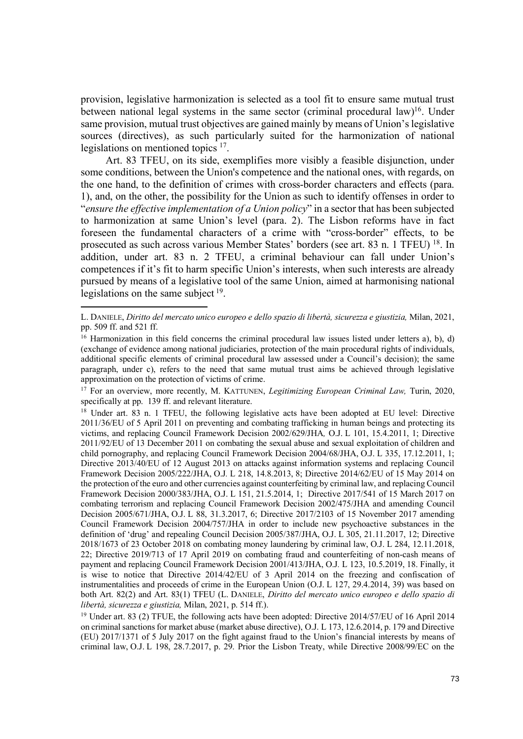provision, legislative harmonization is selected as a tool fit to ensure same mutual trust between national legal systems in the same sector (criminal procedural law)[16]. Under same provision, mutual trust objectives are gained mainly by means of Union's legislative sources (directives), as such particularly suited for the harmonization of national legislations on mentioned topics [17].

Art. 83 TFEU, on its side, exemplifies more visibly a feasible disjunction, under some conditions, between the Union's competence and the national ones, with regards, on the one hand, to the definition of crimes with cross-border characters and effects (para. 1), and, on the other, the possibility for the Union as such to identify offenses in order to "*ensure the effective implementation of a Union policy*" in a sector that has been subjected to harmonization at same Union's level (para. 2). The Lisbon reforms have in fact foreseen the fundamental characters of a crime with "cross-border" effects, to be prosecuted as such across various Member States' borders (see art. 83 n. 1 TFEU) [18]. In addition, under art. 83 n. 2 TFEU, a criminal behaviour can fall under Union's competences if it's fit to harm specific Union's interests, when such interests are already pursued by means of a legislative tool of the same Union, aimed at harmonising national legislations on the same subject [19].

---

L. DANIELE, *Diritto del mercato unico europeo e dello spazio di libertà, sicurezza e giustizia,* Milan, 2021, pp. 509 ff. and 521 ff.

[16] Harmonization in this field concerns the criminal procedural law issues listed under letters a), b), d) (exchange of evidence among national judiciaries, protection of the main procedural rights of individuals, additional specific elements of criminal procedural law assessed under a Council's decision); the same paragraph, under c), refers to the need that same mutual trust aims be achieved through legislative approximation on the protection of victims of crime.

[17] For an overview, more recently, M. KATTUNEN, *Legitimizing European Criminal Law,* Turin, 2020, specifically at pp. 139 ff. and relevant literature.

[18] Under art. 83 n. 1 TFEU, the following legislative acts have been adopted at EU level: Directive 2011/36/EU of 5 April 2011 on preventing and combating trafficking in human beings and protecting its victims, and replacing Council Framework Decision 2002/629/JHA, O.J. L 101, 15.4.2011, 1; Directive 2011/92/EU of 13 December 2011 on combating the sexual abuse and sexual exploitation of children and child pornography, and replacing Council Framework Decision 2004/68/JHA, O.J. L 335, 17.12.2011, 1; Directive 2013/40/EU of 12 August 2013 on attacks against information systems and replacing Council Framework Decision 2005/222/JHA, O.J. L 218, 14.8.2013, 8; Directive 2014/62/EU of 15 May 2014 on the protection of the euro and other currencies against counterfeiting by criminal law, and replacing Council Framework Decision 2000/383/JHA, O.J. L 151, 21.5.2014, 1; Directive 2017/541 of 15 March 2017 on combating terrorism and replacing Council Framework Decision 2002/475/JHA and amending Council Decision 2005/671/JHA, O.J. L 88, 31.3.2017, 6; Directive 2017/2103 of 15 November 2017 amending Council Framework Decision 2004/757/JHA in order to include new psychoactive substances in the definition of 'drug' and repealing Council Decision 2005/387/JHA, O.J. L 305, 21.11.2017, 12; Directive 2018/1673 of 23 October 2018 on combating money laundering by criminal law, O.J. L 284, 12.11.2018, 22; Directive 2019/713 of 17 April 2019 on combating fraud and counterfeiting of non-cash means of payment and replacing Council Framework Decision 2001/413/JHA, O.J. L 123, 10.5.2019, 18. Finally, it is wise to notice that Directive 2014/42/EU of 3 April 2014 on the freezing and confiscation of instrumentalities and proceeds of crime in the European Union (O.J. L 127, 29.4.2014, 39) was based on both Art. 82(2) and Art. 83(1) TFEU (L. DANIELE, *Diritto del mercato unico europeo e dello spazio di libertà, sicurezza e giustizia,* Milan, 2021, p. 514 ff.).

[19] Under art. 83 (2) TFUE, the following acts have been adopted: Directive 2014/57/EU of 16 April 2014 on criminal sanctions for market abuse (market abuse directive), O.J. L 173, 12.6.2014, p. 179 and Directive (EU) 2017/1371 of 5 July 2017 on the fight against fraud to the Union's financial interests by means of criminal law, O.J. L 198, 28.7.2017, p. 29. Prior the Lisbon Treaty, while Directive 2008/99/EC on the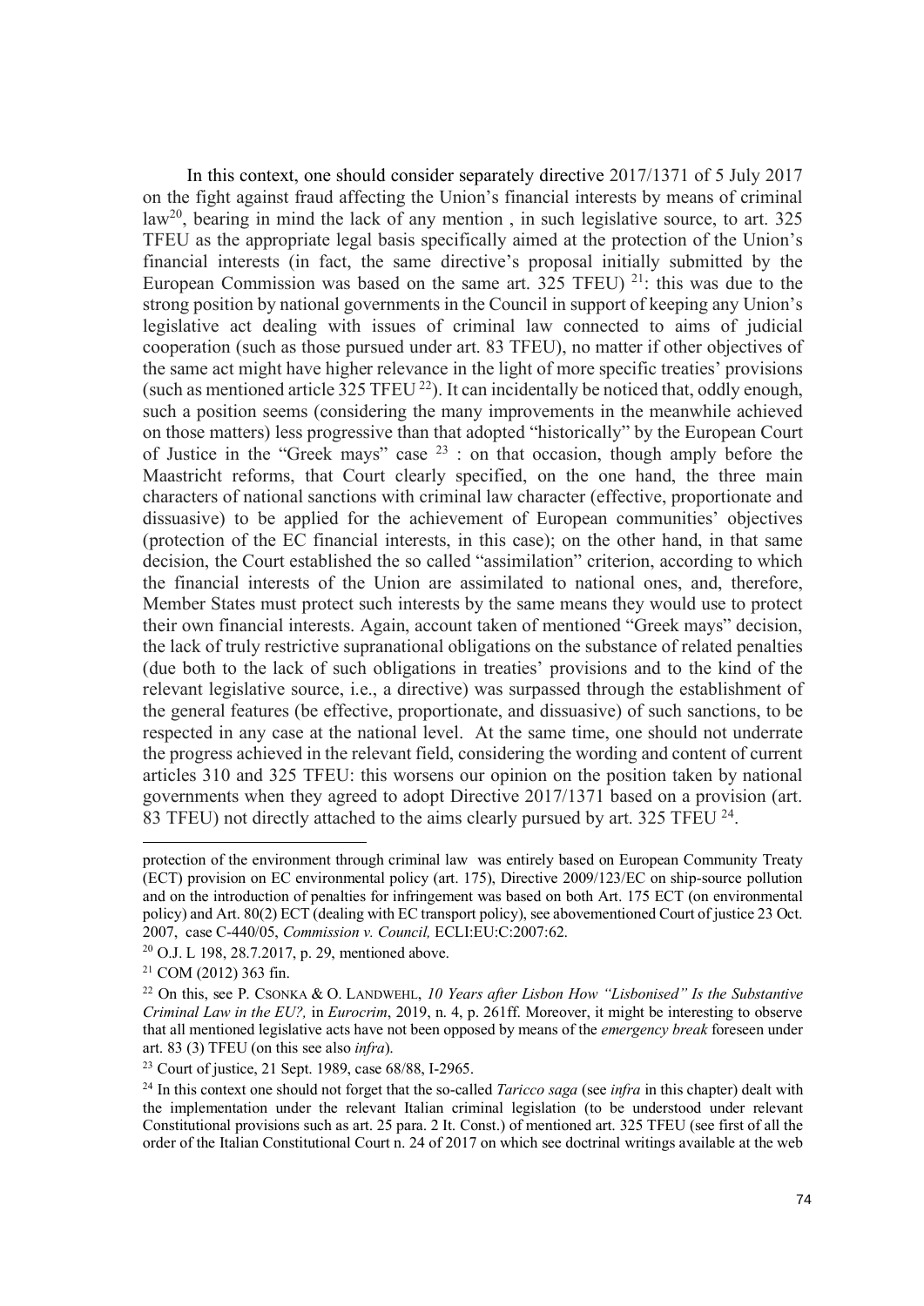In this context, one should consider separately directive 2017/1371 of 5 July 2017 on the fight against fraud affecting the Union's financial interests by means of criminal law[20], bearing in mind the lack of any mention , in such legislative source, to art. 325 TFEU as the appropriate legal basis specifically aimed at the protection of the Union's financial interests (in fact, the same directive's proposal initially submitted by the European Commission was based on the same art. 325 TFEU) [21]: this was due to the strong position by national governments in the Council in support of keeping any Union's legislative act dealing with issues of criminal law connected to aims of judicial cooperation (such as those pursued under art. 83 TFEU), no matter if other objectives of the same act might have higher relevance in the light of more specific treaties' provisions (such as mentioned article 325 TFEU [22]). It can incidentally be noticed that, oddly enough, such a position seems (considering the many improvements in the meanwhile achieved on those matters) less progressive than that adopted "historically" by the European Court of Justice in the "Greek mays" case [23] : on that occasion, though amply before the Maastricht reforms, that Court clearly specified, on the one hand, the three main characters of national sanctions with criminal law character (effective, proportionate and dissuasive) to be applied for the achievement of European communities' objectives (protection of the EC financial interests, in this case); on the other hand, in that same decision, the Court established the so called "assimilation" criterion, according to which the financial interests of the Union are assimilated to national ones, and, therefore, Member States must protect such interests by the same means they would use to protect their own financial interests. Again, account taken of mentioned "Greek mays" decision, the lack of truly restrictive supranational obligations on the substance of related penalties (due both to the lack of such obligations in treaties' provisions and to the kind of the relevant legislative source, i.e., a directive) was surpassed through the establishment of the general features (be effective, proportionate, and dissuasive) of such sanctions, to be respected in any case at the national level. At the same time, one should not underrate the progress achieved in the relevant field, considering the wording and content of current articles 310 and 325 TFEU: this worsens our opinion on the position taken by national governments when they agreed to adopt Directive 2017/1371 based on a provision (art. 83 TFEU) not directly attached to the aims clearly pursued by art. 325 TFEU [24].

---

protection of the environment through criminal law was entirely based on European Community Treaty (ECT) provision on EC environmental policy (art. 175), Directive 2009/123/EC on ship-source pollution and on the introduction of penalties for infringement was based on both Art. 175 ECT (on environmental policy) and Art. 80(2) ECT (dealing with EC transport policy), see abovementioned Court of justice 23 Oct. 2007, case C-440/05, *Commission v. Council,* ECLI:EU:C:2007:62.

[20] O.J. L 198, 28.7.2017, p. 29, mentioned above.

[21] COM (2012) 363 fin.

[22] On this, see P. CSONKA & O. LANDWEHL, *10 Years after Lisbon How "Lisbonised" Is the Substantive Criminal Law in the EU?,* in *Eurocrim*, 2019, n. 4, p. 261ff. Moreover, it might be interesting to observe that all mentioned legislative acts have not been opposed by means of the *emergency break* foreseen under art. 83 (3) TFEU (on this see also *infra*).

[23] Court of justice, 21 Sept. 1989, case 68/88, I-2965.

[24] In this context one should not forget that the so-called *Taricco saga* (see *infra* in this chapter) dealt with the implementation under the relevant Italian criminal legislation (to be understood under relevant Constitutional provisions such as art. 25 para. 2 It. Const.) of mentioned art. 325 TFEU (see first of all the order of the Italian Constitutional Court n. 24 of 2017 on which see doctrinal writings available at the web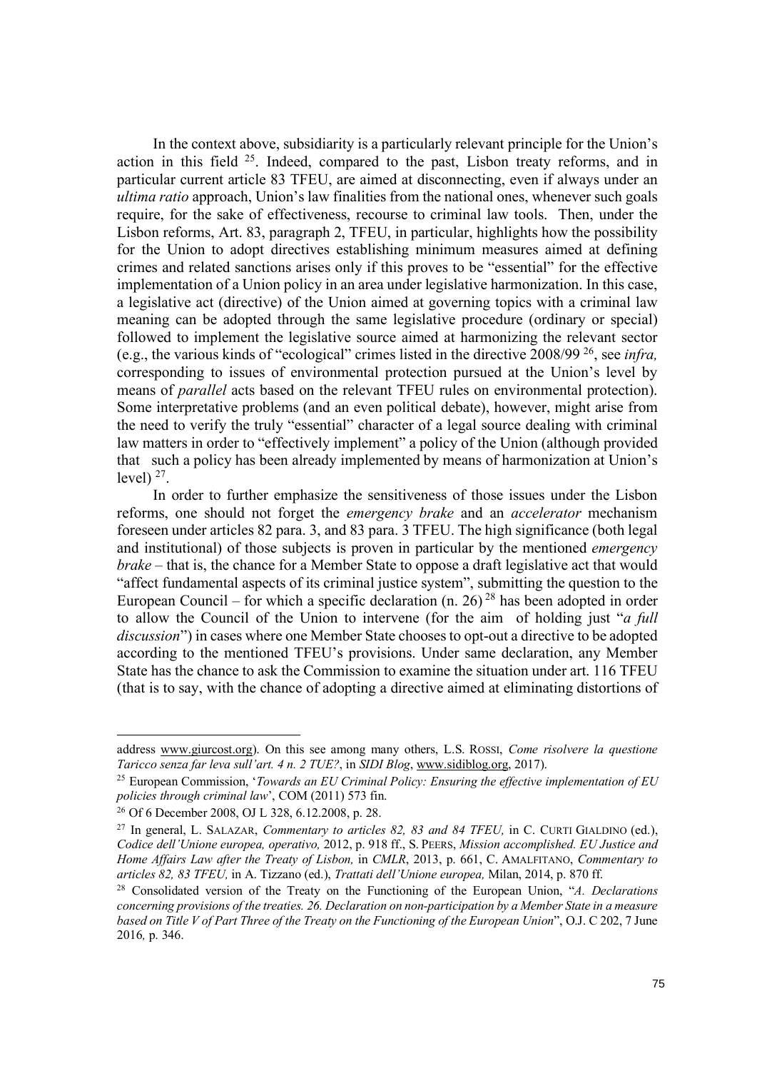In the context above, subsidiarity is a particularly relevant principle for the Union's action in this field [25]. Indeed, compared to the past, Lisbon treaty reforms, and in particular current article 83 TFEU, are aimed at disconnecting, even if always under an *ultima ratio* approach, Union's law finalities from the national ones, whenever such goals require, for the sake of effectiveness, recourse to criminal law tools. Then, under the Lisbon reforms, Art. 83, paragraph 2, TFEU, in particular, highlights how the possibility for the Union to adopt directives establishing minimum measures aimed at defining crimes and related sanctions arises only if this proves to be "essential" for the effective implementation of a Union policy in an area under legislative harmonization. In this case, a legislative act (directive) of the Union aimed at governing topics with a criminal law meaning can be adopted through the same legislative procedure (ordinary or special) followed to implement the legislative source aimed at harmonizing the relevant sector (e.g., the various kinds of "ecological" crimes listed in the directive 2008/99 [26], see *infra,* corresponding to issues of environmental protection pursued at the Union's level by means of *parallel* acts based on the relevant TFEU rules on environmental protection). Some interpretative problems (and an even political debate), however, might arise from the need to verify the truly "essential" character of a legal source dealing with criminal law matters in order to "effectively implement" a policy of the Union (although provided that such a policy has been already implemented by means of harmonization at Union's level) [27].

In order to further emphasize the sensitiveness of those issues under the Lisbon reforms, one should not forget the *emergency brake* and an *accelerator* mechanism foreseen under articles 82 para. 3, and 83 para. 3 TFEU. The high significance (both legal and institutional) of those subjects is proven in particular by the mentioned *emergency brake* – that is, the chance for a Member State to oppose a draft legislative act that would "affect fundamental aspects of its criminal justice system", submitting the question to the European Council – for which a specific declaration (n. 26) [28] has been adopted in order to allow the Council of the Union to intervene (for the aim of holding just "*a full discussion*") in cases where one Member State chooses to opt-out a directive to be adopted according to the mentioned TFEU's provisions. Under same declaration, any Member State has the chance to ask the Commission to examine the situation under art. 116 TFEU (that is to say, with the chance of adopting a directive aimed at eliminating distortions of

---

address www.giurcost.org). On this see among many others, L.S. ROSSI, *Come risolvere la questione Taricco senza far leva sull'art. 4 n. 2 TUE?*, in *SIDI Blog*, www.sidiblog.org, 2017).

[25] European Commission, '*Towards an EU Criminal Policy: Ensuring the effective implementation of EU policies through criminal law*', COM (2011) 573 fin.

[26] Of 6 December 2008, OJ L 328, 6.12.2008, p. 28.

[27] In general, L. SALAZAR, *Commentary to articles 82, 83 and 84 TFEU,* in C. CURTI GIALDINO (ed.), *Codice dell'Unione europea, operativo,* 2012, p. 918 ff., S. PEERS, *Mission accomplished. EU Justice and Home Affairs Law after the Treaty of Lisbon,* in *CMLR*, 2013, p. 661, C. AMALFITANO, *Commentary to articles 82, 83 TFEU,* in A. Tizzano (ed.), *Trattati dell'Unione europea,* Milan, 2014, p. 870 ff.

[28] Consolidated version of the Treaty on the Functioning of the European Union, "*A. Declarations concerning provisions of the treaties. 26. Declaration on non-participation by a Member State in a measure based on Title V of Part Three of the Treaty on the Functioning of the European Union*", O.J. C 202, 7 June 2016*,* p. 346.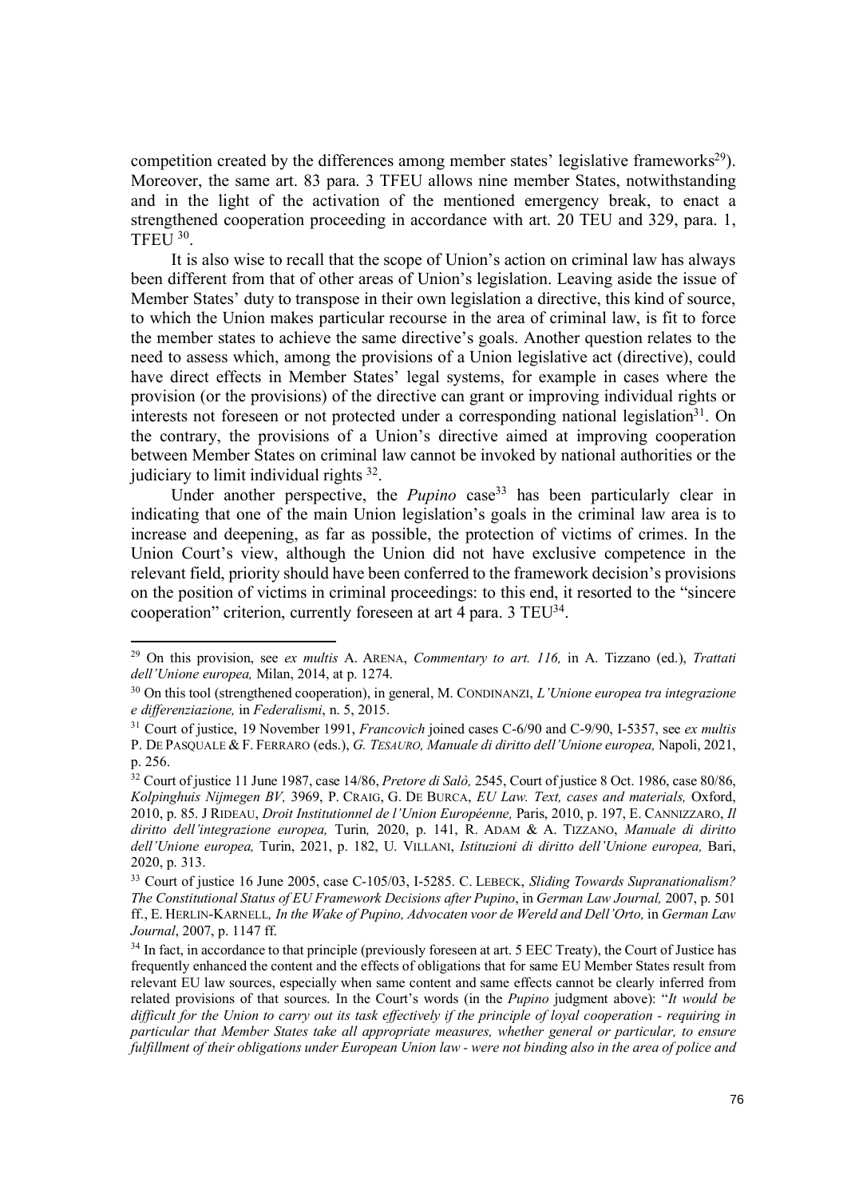competition created by the differences among member states' legislative frameworks[29]). Moreover, the same art. 83 para. 3 TFEU allows nine member States, notwithstanding and in the light of the activation of the mentioned emergency break, to enact a strengthened cooperation proceeding in accordance with art. 20 TEU and 329, para. 1, TFEU [30].

It is also wise to recall that the scope of Union's action on criminal law has always been different from that of other areas of Union's legislation. Leaving aside the issue of Member States' duty to transpose in their own legislation a directive, this kind of source, to which the Union makes particular recourse in the area of criminal law, is fit to force the member states to achieve the same directive's goals. Another question relates to the need to assess which, among the provisions of a Union legislative act (directive), could have direct effects in Member States' legal systems, for example in cases where the provision (or the provisions) of the directive can grant or improving individual rights or interests not foreseen or not protected under a corresponding national legislation[31]. On the contrary, the provisions of a Union's directive aimed at improving cooperation between Member States on criminal law cannot be invoked by national authorities or the judiciary to limit individual rights [32].

Under another perspective, the *Pupino* case[33] has been particularly clear in indicating that one of the main Union legislation's goals in the criminal law area is to increase and deepening, as far as possible, the protection of victims of crimes. In the Union Court's view, although the Union did not have exclusive competence in the relevant field, priority should have been conferred to the framework decision's provisions on the position of victims in criminal proceedings: to this end, it resorted to the "sincere cooperation" criterion, currently foreseen at art 4 para. 3 TEU[34].

---

[29] On this provision, see *ex multis* A. ARENA, *Commentary to art. 116,* in A. Tizzano (ed.), *Trattati dell'Unione europea,* Milan, 2014, at p. 1274.

[30] On this tool (strengthened cooperation), in general, M. CONDINANZI, *L'Unione europea tra integrazione e differenziazione,* in *Federalismi*, n. 5, 2015.

[31] Court of justice, 19 November 1991, *Francovich* joined cases C-6/90 and C-9/90, I-5357, see *ex multis* P. DE PASQUALE & F. FERRARO (eds.), *G. TESAURO, Manuale di diritto dell'Unione europea,* Napoli, 2021, p. 256.

[32] Court of justice 11 June 1987, case 14/86, *Pretore di Salò,* 2545, Court of justice 8 Oct. 1986, case 80/86, *Kolpinghuis Nijmegen BV,* 3969, P. CRAIG, G. DE BURCA, *EU Law. Text, cases and materials,* Oxford, 2010, p. 85. J RIDEAU, *Droit Institutionnel de l'Union Européenne,* Paris, 2010, p. 197, E. CANNIZZARO, *Il diritto dell'integrazione europea,* Turin*,* 2020, p. 141, R. ADAM & A. TIZZANO, *Manuale di diritto dell'Unione europea,* Turin, 2021, p. 182, U. VILLANI, *Istituzioni di diritto dell'Unione europea,* Bari, 2020, p. 313.

[33] Court of justice 16 June 2005, case C-105/03, I-5285. C. LEBECK, *Sliding Towards Supranationalism? The Constitutional Status of EU Framework Decisions after Pupino*, in *German Law Journal,* 2007, p. 501 ff., E. HERLIN-KARNELL*, In the Wake of Pupino, Advocaten voor de Wereld and Dell'Orto,* in *German Law Journal*, 2007, p. 1147 ff.

[34] In fact, in accordance to that principle (previously foreseen at art. 5 EEC Treaty), the Court of Justice has frequently enhanced the content and the effects of obligations that for same EU Member States result from relevant EU law sources, especially when same content and same effects cannot be clearly inferred from related provisions of that sources. In the Court's words (in the *Pupino* judgment above): "*It would be difficult for the Union to carry out its task effectively if the principle of loyal cooperation - requiring in particular that Member States take all appropriate measures, whether general or particular, to ensure fulfillment of their obligations under European Union law - were not binding also in the area of police and*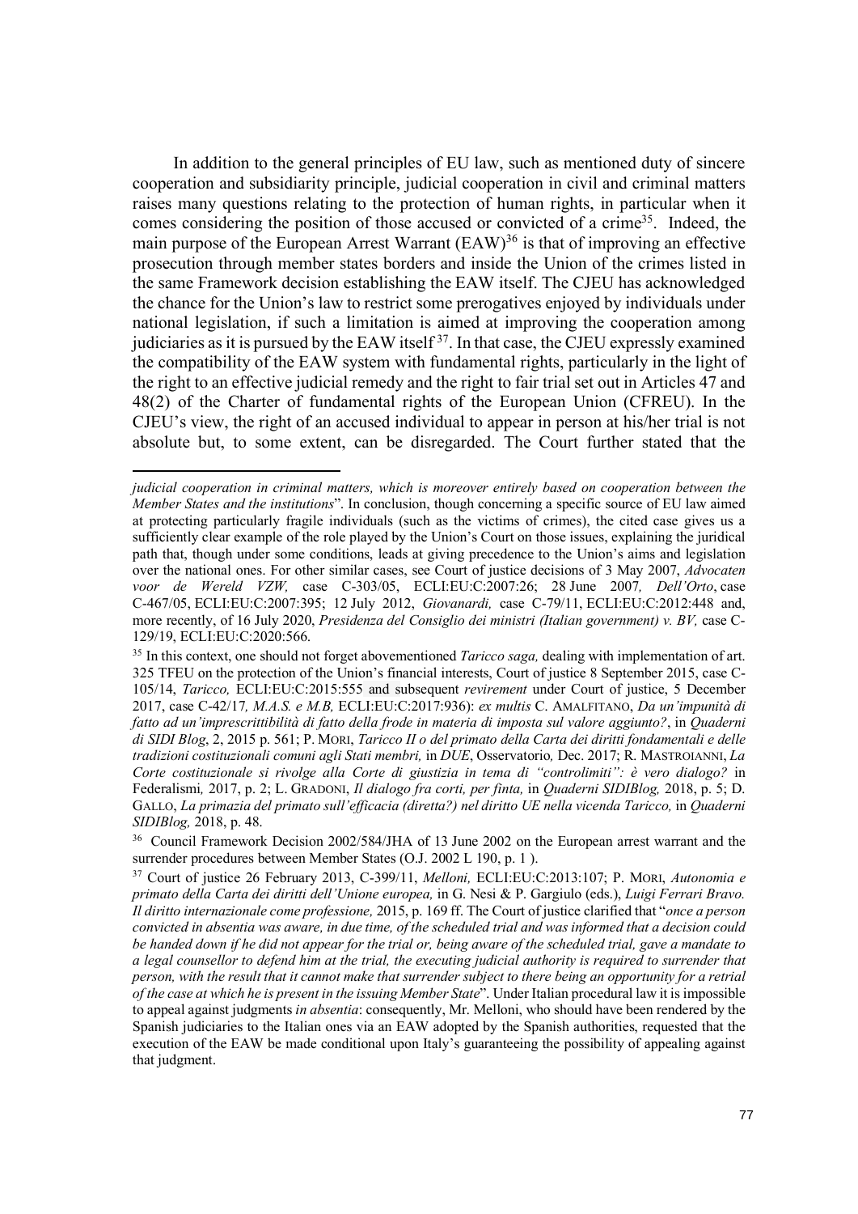In addition to the general principles of EU law, such as mentioned duty of sincere cooperation and subsidiarity principle, judicial cooperation in civil and criminal matters raises many questions relating to the protection of human rights, in particular when it comes considering the position of those accused or convicted of a crime[35]. Indeed, the main purpose of the European Arrest Warrant (EAW)[36] is that of improving an effective prosecution through member states borders and inside the Union of the crimes listed in the same Framework decision establishing the EAW itself. The CJEU has acknowledged the chance for the Union's law to restrict some prerogatives enjoyed by individuals under national legislation, if such a limitation is aimed at improving the cooperation among judiciaries as it is pursued by the EAW itself[37]. In that case, the CJEU expressly examined the compatibility of the EAW system with fundamental rights, particularly in the light of the right to an effective judicial remedy and the right to fair trial set out in Articles 47 and 48(2) of the Charter of fundamental rights of the European Union (CFREU). In the CJEU's view, the right of an accused individual to appear in person at his/her trial is not absolute but, to some extent, can be disregarded. The Court further stated that the

---

*judicial cooperation in criminal matters, which is moreover entirely based on cooperation between the Member States and the institutions*". In conclusion, though concerning a specific source of EU law aimed at protecting particularly fragile individuals (such as the victims of crimes), the cited case gives us a sufficiently clear example of the role played by the Union's Court on those issues, explaining the juridical path that, though under some conditions, leads at giving precedence to the Union's aims and legislation over the national ones. For other similar cases, see Court of justice decisions of 3 May 2007, *Advocaten voor de Wereld VZW,* case C-303/05, ECLI:EU:C:2007:26; 28 June 2007*, Dell'Orto*, case C-467/05, ECLI:EU:C:2007:395; 12 July 2012, *Giovanardi,* case C-79/11, ECLI:EU:C:2012:448 and, more recently, of 16 July 2020, *Presidenza del Consiglio dei ministri (Italian government) v. BV,* case C-129/19, ECLI:EU:C:2020:566.

[35] In this context, one should not forget abovementioned *Taricco saga,* dealing with implementation of art. 325 TFEU on the protection of the Union's financial interests, Court of justice 8 September 2015, case C-105/14, *Taricco,* ECLI:EU:C:2015:555 and subsequent *revirement* under Court of justice, 5 December 2017, case C-42/17*, M.A.S. e M.B,* ECLI:EU:C:2017:936): *ex multis* C. AMALFITANO, *Da un'impunità di fatto ad un'imprescrittibilità di fatto della frode in materia di imposta sul valore aggiunto?*, in *Quaderni di SIDI Blog*, 2, 2015 p. 561; P. MORI, *Taricco II o del primato della Carta dei diritti fondamentali e delle tradizioni costituzionali comuni agli Stati membri,* in *DUE*, Osservatorio*,* Dec. 2017; R. MASTROIANNI, *La Corte costituzionale si rivolge alla Corte di giustizia in tema di "controlimiti": è vero dialogo?* in Federalismi*,* 2017, p. 2; L. GRADONI, *Il dialogo fra corti, per finta,* in *Quaderni SIDIBlog,* 2018, p. 5; D. GALLO, *La primazia del primato sull'efficacia (diretta?) nel diritto UE nella vicenda Taricco,* in *Quaderni SIDIBlog,* 2018, p. 48.

[36] Council Framework Decision 2002/584/JHA of 13 June 2002 on the European arrest warrant and the surrender procedures between Member States (O.J. 2002 L 190, p. 1 ).

[37] Court of justice 26 February 2013, C-399/11, *Melloni,* ECLI:EU:C:2013:107; P. MORI, *Autonomia e primato della Carta dei diritti dell'Unione europea,* in G. Nesi & P. Gargiulo (eds.), *Luigi Ferrari Bravo. Il diritto internazionale come professione,* 2015, p. 169 ff. The Court of justice clarified that "*once a person convicted in absentia was aware, in due time, of the scheduled trial and was informed that a decision could be handed down if he did not appear for the trial or, being aware of the scheduled trial, gave a mandate to a legal counsellor to defend him at the trial, the executing judicial authority is required to surrender that person, with the result that it cannot make that surrender subject to there being an opportunity for a retrial of the case at which he is present in the issuing Member State*". Under Italian procedural law it is impossible to appeal against judgments *in absentia*: consequently, Mr. Melloni, who should have been rendered by the Spanish judiciaries to the Italian ones via an EAW adopted by the Spanish authorities, requested that the execution of the EAW be made conditional upon Italy's guaranteeing the possibility of appealing against that judgment.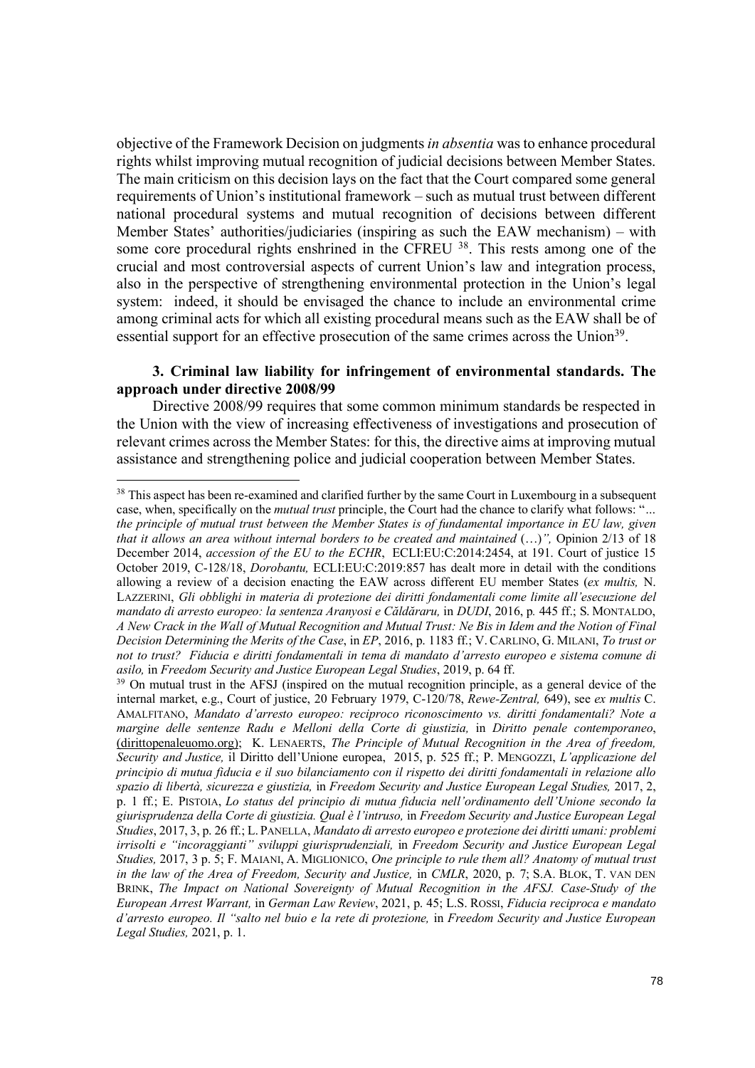objective of the Framework Decision on judgments *in absentia* was to enhance procedural rights whilst improving mutual recognition of judicial decisions between Member States. The main criticism on this decision lays on the fact that the Court compared some general requirements of Union's institutional framework – such as mutual trust between different national procedural systems and mutual recognition of decisions between different Member States' authorities/judiciaries (inspiring as such the EAW mechanism) – with some core procedural rights enshrined in the CFREU [38]. This rests among one of the crucial and most controversial aspects of current Union's law and integration process, also in the perspective of strengthening environmental protection in the Union's legal system: indeed, it should be envisaged the chance to include an environmental crime among criminal acts for which all existing procedural means such as the EAW shall be of essential support for an effective prosecution of the same crimes across the Union[39].

### 3. Criminal law liability for infringement of environmental standards. The approach under directive 2008/99

Directive 2008/99 requires that some common minimum standards be respected in the Union with the view of increasing effectiveness of investigations and prosecution of relevant crimes across the Member States: for this, the directive aims at improving mutual assistance and strengthening police and judicial cooperation between Member States.

---

[38] This aspect has been re-examined and clarified further by the same Court in Luxembourg in a subsequent case, when, specifically on the *mutual trust* principle, the Court had the chance to clarify what follows: "*… the principle of mutual trust between the Member States is of fundamental importance in EU law, given that it allows an area without internal borders to be created and maintained* (…)*",* Opinion 2/13 of 18 December 2014, *accession of the EU to the ECHR*, ECLI:EU:C:2014:2454, at 191. Court of justice 15 October 2019, C-128/18, *Dorobantu,* ECLI:EU:C:2019:857 has dealt more in detail with the conditions allowing a review of a decision enacting the EAW across different EU member States (*ex multis,* N. LAZZERINI, *Gli obblighi in materia di protezione dei diritti fondamentali come limite all'esecuzione del mandato di arresto europeo: la sentenza Aranyosi e Căldăraru,* in *DUDI*, 2016, p. 445 ff.; S. MONTALDO, *A New Crack in the Wall of Mutual Recognition and Mutual Trust: Ne Bis in Idem and the Notion of Final Decision Determining the Merits of the Case*, in *EP*, 2016, p. 1183 ff.; V. CARLINO, G. MILANI, *To trust or not to trust? Fiducia e diritti fondamentali in tema di mandato d'arresto europeo e sistema comune di asilo,* in *Freedom Security and Justice European Legal Studies*, 2019, p. 64 ff.

[39] On mutual trust in the AFSJ (inspired on the mutual recognition principle, as a general device of the internal market, e.g., Court of justice, 20 February 1979, C-120/78, *Rewe-Zentral,* 649), see *ex multis* C. AMALFITANO, *Mandato d'arresto europeo: reciproco riconoscimento vs. diritti fondamentali? Note a margine delle sentenze Radu e Melloni della Corte di giustizia,* in *Diritto penale contemporaneo*, (dirittopenaleuomo.org); K. LENAERTS, *The Principle of Mutual Recognition in the Area of freedom, Security and Justice,* il Diritto dell'Unione europea, 2015, p. 525 ff.; P. MENGOZZI, *L'applicazione del principio di mutua fiducia e il suo bilanciamento con il rispetto dei diritti fondamentali in relazione allo spazio di libertà, sicurezza e giustizia,* in *Freedom Security and Justice European Legal Studies,* 2017, 2, p. 1 ff.; E. PISTOIA, *Lo status del principio di mutua fiducia nell'ordinamento dell'Unione secondo la giurisprudenza della Corte di giustizia. Qual è l'intruso,* in *Freedom Security and Justice European Legal Studies*, 2017, 3, p. 26 ff.; L. PANELLA, *Mandato di arresto europeo e protezione dei diritti umani: problemi irrisolti e "incoraggianti" sviluppi giurisprudenziali,* in *Freedom Security and Justice European Legal Studies,* 2017, 3 p. 5; F. MAIANI, A. MIGLIONICO, *One principle to rule them all? Anatomy of mutual trust in the law of the Area of Freedom, Security and Justice,* in *CMLR*, 2020, p. 7; S.A. BLOK, T. VAN DEN BRINK, *The Impact on National Sovereignty of Mutual Recognition in the AFSJ. Case-Study of the European Arrest Warrant,* in *German Law Review*, 2021, p. 45; L.S. ROSSI, *Fiducia reciproca e mandato d'arresto europeo. Il "salto nel buio e la rete di protezione,* in *Freedom Security and Justice European Legal Studies,* 2021, p. 1.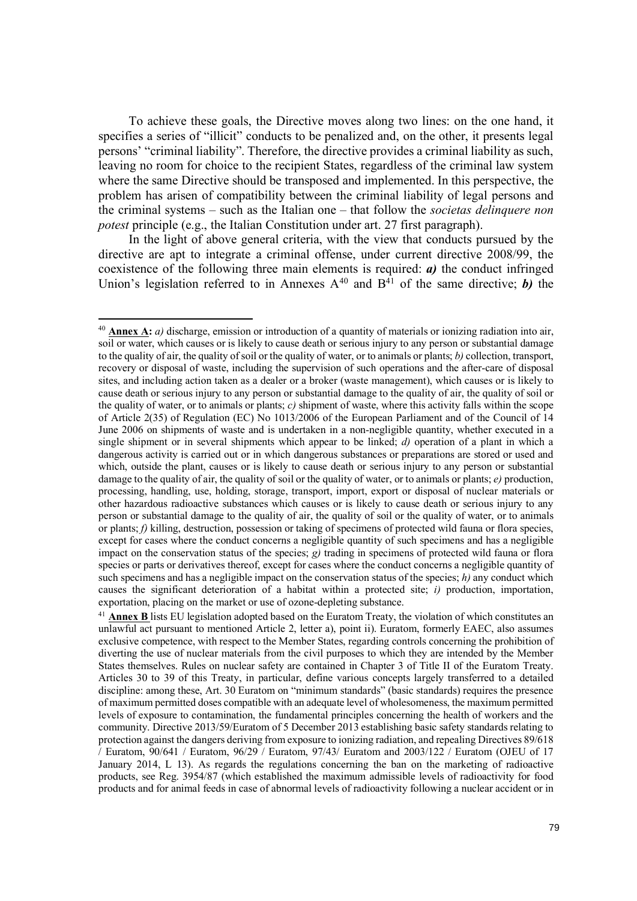To achieve these goals, the Directive moves along two lines: on the one hand, it specifies a series of "illicit" conducts to be penalized and, on the other, it presents legal persons' "criminal liability". Therefore, the directive provides a criminal liability as such, leaving no room for choice to the recipient States, regardless of the criminal law system where the same Directive should be transposed and implemented. In this perspective, the problem has arisen of compatibility between the criminal liability of legal persons and the criminal systems – such as the Italian one – that follow the *societas delinquere non potest* principle (e.g., the Italian Constitution under art. 27 first paragraph).

In the light of above general criteria, with the view that conducts pursued by the directive are apt to integrate a criminal offense, under current directive 2008/99, the coexistence of the following three main elements is required: ***a)*** the conduct infringed Union's legislation referred to in Annexes A[40] and B[41] of the same directive; ***b)*** the

---

[40] **Annex A:** *a)* discharge, emission or introduction of a quantity of materials or ionizing radiation into air, soil or water, which causes or is likely to cause death or serious injury to any person or substantial damage to the quality of air, the quality of soil or the quality of water, or to animals or plants; *b)* collection, transport, recovery or disposal of waste, including the supervision of such operations and the after-care of disposal sites, and including action taken as a dealer or a broker (waste management), which causes or is likely to cause death or serious injury to any person or substantial damage to the quality of air, the quality of soil or the quality of water, or to animals or plants; *c)* shipment of waste, where this activity falls within the scope of Article 2(35) of Regulation (EC) No 1013/2006 of the European Parliament and of the Council of 14 June 2006 on shipments of waste and is undertaken in a non-negligible quantity, whether executed in a single shipment or in several shipments which appear to be linked; *d)* operation of a plant in which a dangerous activity is carried out or in which dangerous substances or preparations are stored or used and which, outside the plant, causes or is likely to cause death or serious injury to any person or substantial damage to the quality of air, the quality of soil or the quality of water, or to animals or plants; *e)* production, processing, handling, use, holding, storage, transport, import, export or disposal of nuclear materials or other hazardous radioactive substances which causes or is likely to cause death or serious injury to any person or substantial damage to the quality of air, the quality of soil or the quality of water, or to animals or plants; *f)* killing, destruction, possession or taking of specimens of protected wild fauna or flora species, except for cases where the conduct concerns a negligible quantity of such specimens and has a negligible impact on the conservation status of the species; *g)* trading in specimens of protected wild fauna or flora species or parts or derivatives thereof, except for cases where the conduct concerns a negligible quantity of such specimens and has a negligible impact on the conservation status of the species; *h)* any conduct which causes the significant deterioration of a habitat within a protected site; *i)* production, importation, exportation, placing on the market or use of ozone-depleting substance.

[41] **Annex B** lists EU legislation adopted based on the Euratom Treaty, the violation of which constitutes an unlawful act pursuant to mentioned Article 2, letter a), point ii). Euratom, formerly EAEC, also assumes exclusive competence, with respect to the Member States, regarding controls concerning the prohibition of diverting the use of nuclear materials from the civil purposes to which they are intended by the Member States themselves. Rules on nuclear safety are contained in Chapter 3 of Title II of the Euratom Treaty. Articles 30 to 39 of this Treaty, in particular, define various concepts largely transferred to a detailed discipline: among these, Art. 30 Euratom on "minimum standards" (basic standards) requires the presence of maximum permitted doses compatible with an adequate level of wholesomeness, the maximum permitted levels of exposure to contamination, the fundamental principles concerning the health of workers and the community. Directive 2013/59/Euratom of 5 December 2013 establishing basic safety standards relating to protection against the dangers deriving from exposure to ionizing radiation, and repealing Directives 89/618 / Euratom, 90/641 / Euratom, 96/29 / Euratom, 97/43/ Euratom and 2003/122 / Euratom (OJEU of 17 January 2014, L 13). As regards the regulations concerning the ban on the marketing of radioactive products, see Reg. 3954/87 (which established the maximum admissible levels of radioactivity for food products and for animal feeds in case of abnormal levels of radioactivity following a nuclear accident or in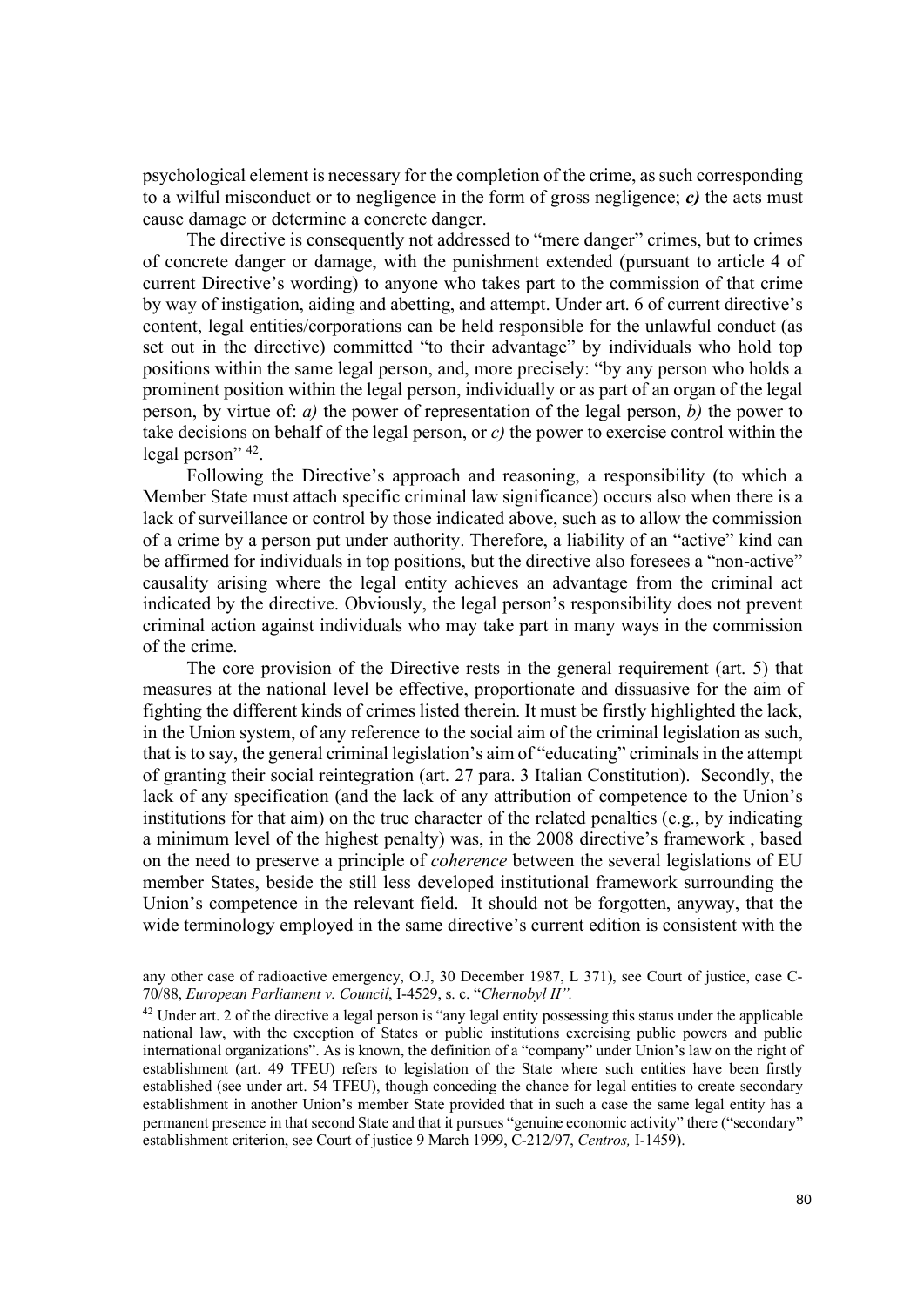psychological element is necessary for the completion of the crime, as such corresponding to a wilful misconduct or to negligence in the form of gross negligence; ***c)*** the acts must cause damage or determine a concrete danger.

The directive is consequently not addressed to "mere danger" crimes, but to crimes of concrete danger or damage, with the punishment extended (pursuant to article 4 of current Directive's wording) to anyone who takes part to the commission of that crime by way of instigation, aiding and abetting, and attempt. Under art. 6 of current directive's content, legal entities/corporations can be held responsible for the unlawful conduct (as set out in the directive) committed "to their advantage" by individuals who hold top positions within the same legal person, and, more precisely: "by any person who holds a prominent position within the legal person, individually or as part of an organ of the legal person, by virtue of: *a)* the power of representation of the legal person, *b)* the power to take decisions on behalf of the legal person, or *c)* the power to exercise control within the legal person" [42].

Following the Directive's approach and reasoning, a responsibility (to which a Member State must attach specific criminal law significance) occurs also when there is a lack of surveillance or control by those indicated above, such as to allow the commission of a crime by a person put under authority. Therefore, a liability of an "active" kind can be affirmed for individuals in top positions, but the directive also foresees a "non-active" causality arising where the legal entity achieves an advantage from the criminal act indicated by the directive. Obviously, the legal person's responsibility does not prevent criminal action against individuals who may take part in many ways in the commission of the crime.

The core provision of the Directive rests in the general requirement (art. 5) that measures at the national level be effective, proportionate and dissuasive for the aim of fighting the different kinds of crimes listed therein. It must be firstly highlighted the lack, in the Union system, of any reference to the social aim of the criminal legislation as such, that is to say, the general criminal legislation's aim of "educating" criminals in the attempt of granting their social reintegration (art. 27 para. 3 Italian Constitution). Secondly, the lack of any specification (and the lack of any attribution of competence to the Union's institutions for that aim) on the true character of the related penalties (e.g., by indicating a minimum level of the highest penalty) was, in the 2008 directive's framework , based on the need to preserve a principle of *coherence* between the several legislations of EU member States, beside the still less developed institutional framework surrounding the Union's competence in the relevant field. It should not be forgotten, anyway, that the wide terminology employed in the same directive's current edition is consistent with the

---

any other case of radioactive emergency, O.J, 30 December 1987, L 371), see Court of justice, case C-70/88, *European Parliament v. Council*, I-4529, s. c. "*Chernobyl II".*

[42] Under art. 2 of the directive a legal person is "any legal entity possessing this status under the applicable national law, with the exception of States or public institutions exercising public powers and public international organizations". As is known, the definition of a "company" under Union's law on the right of establishment (art. 49 TFEU) refers to legislation of the State where such entities have been firstly established (see under art. 54 TFEU), though conceding the chance for legal entities to create secondary establishment in another Union's member State provided that in such a case the same legal entity has a permanent presence in that second State and that it pursues "genuine economic activity" there ("secondary" establishment criterion, see Court of justice 9 March 1999, C-212/97, *Centros,* I-1459).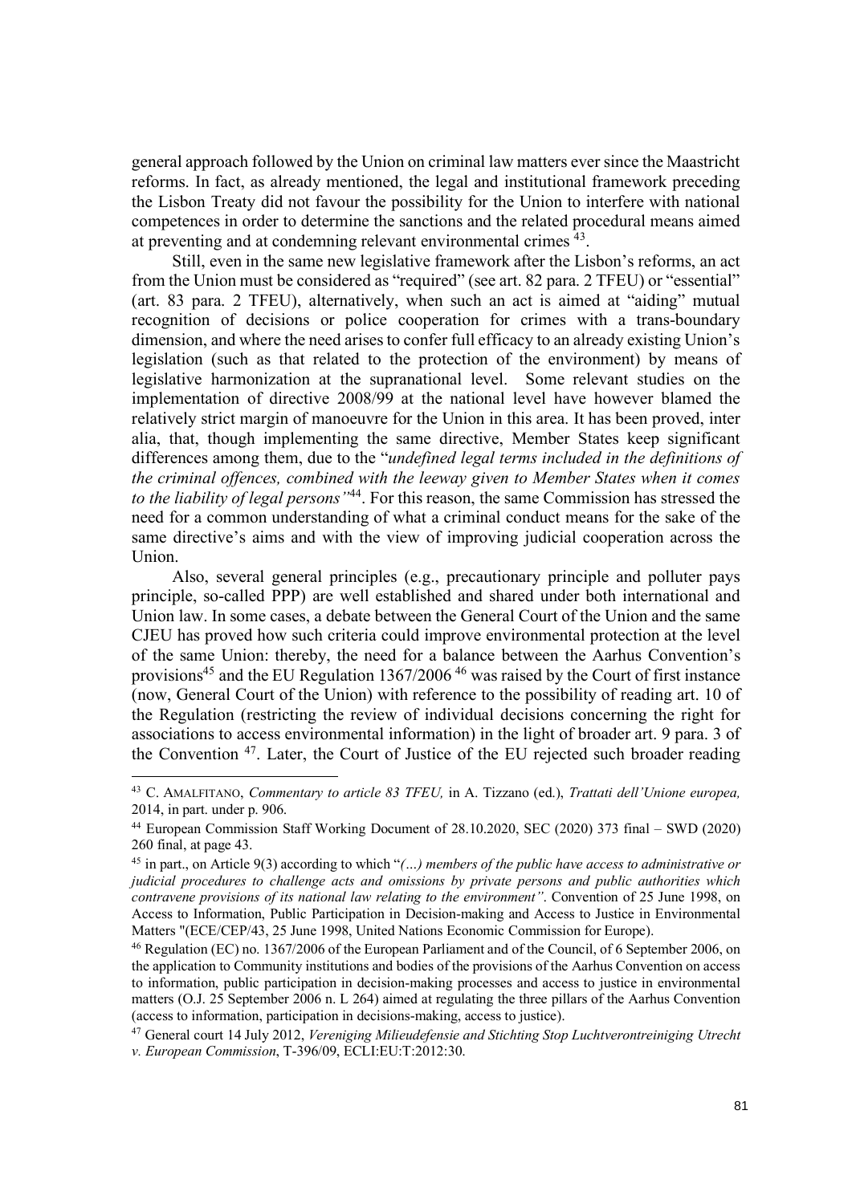general approach followed by the Union on criminal law matters ever since the Maastricht reforms. In fact, as already mentioned, the legal and institutional framework preceding the Lisbon Treaty did not favour the possibility for the Union to interfere with national competences in order to determine the sanctions and the related procedural means aimed at preventing and at condemning relevant environmental crimes [43].

Still, even in the same new legislative framework after the Lisbon's reforms, an act from the Union must be considered as "required" (see art. 82 para. 2 TFEU) or "essential" (art. 83 para. 2 TFEU), alternatively, when such an act is aimed at "aiding" mutual recognition of decisions or police cooperation for crimes with a trans-boundary dimension, and where the need arises to confer full efficacy to an already existing Union's legislation (such as that related to the protection of the environment) by means of legislative harmonization at the supranational level. Some relevant studies on the implementation of directive 2008/99 at the national level have however blamed the relatively strict margin of manoeuvre for the Union in this area. It has been proved, inter alia, that, though implementing the same directive, Member States keep significant differences among them, due to the "*undefined legal terms included in the definitions of the criminal offences, combined with the leeway given to Member States when it comes to the liability of legal persons"*[44]. For this reason, the same Commission has stressed the need for a common understanding of what a criminal conduct means for the sake of the same directive's aims and with the view of improving judicial cooperation across the Union.

Also, several general principles (e.g., precautionary principle and polluter pays principle, so-called PPP) are well established and shared under both international and Union law. In some cases, a debate between the General Court of the Union and the same CJEU has proved how such criteria could improve environmental protection at the level of the same Union: thereby, the need for a balance between the Aarhus Convention's provisions[45] and the EU Regulation 1367/2006 [46] was raised by the Court of first instance (now, General Court of the Union) with reference to the possibility of reading art. 10 of the Regulation (restricting the review of individual decisions concerning the right for associations to access environmental information) in the light of broader art. 9 para. 3 of the Convention [47]. Later, the Court of Justice of the EU rejected such broader reading

---

[43] C. AMALFITANO, *Commentary to article 83 TFEU,* in A. Tizzano (ed.), *Trattati dell'Unione europea,* 2014, in part. under p. 906.

[44] European Commission Staff Working Document of 28.10.2020, SEC (2020) 373 final – SWD (2020) 260 final, at page 43.

[45] in part., on Article 9(3) according to which "*(…) members of the public have access to administrative or judicial procedures to challenge acts and omissions by private persons and public authorities which contravene provisions of its national law relating to the environment"*. Convention of 25 June 1998, on Access to Information, Public Participation in Decision-making and Access to Justice in Environmental Matters "(ECE/CEP/43, 25 June 1998, United Nations Economic Commission for Europe).

[46] Regulation (EC) no. 1367/2006 of the European Parliament and of the Council, of 6 September 2006, on the application to Community institutions and bodies of the provisions of the Aarhus Convention on access to information, public participation in decision-making processes and access to justice in environmental matters (O.J. 25 September 2006 n. L 264) aimed at regulating the three pillars of the Aarhus Convention (access to information, participation in decisions-making, access to justice).

[47] General court 14 July 2012, *Vereniging Milieudefensie and Stichting Stop Luchtverontreiniging Utrecht v. European Commission*, T-396/09, ECLI:EU:T:2012:30.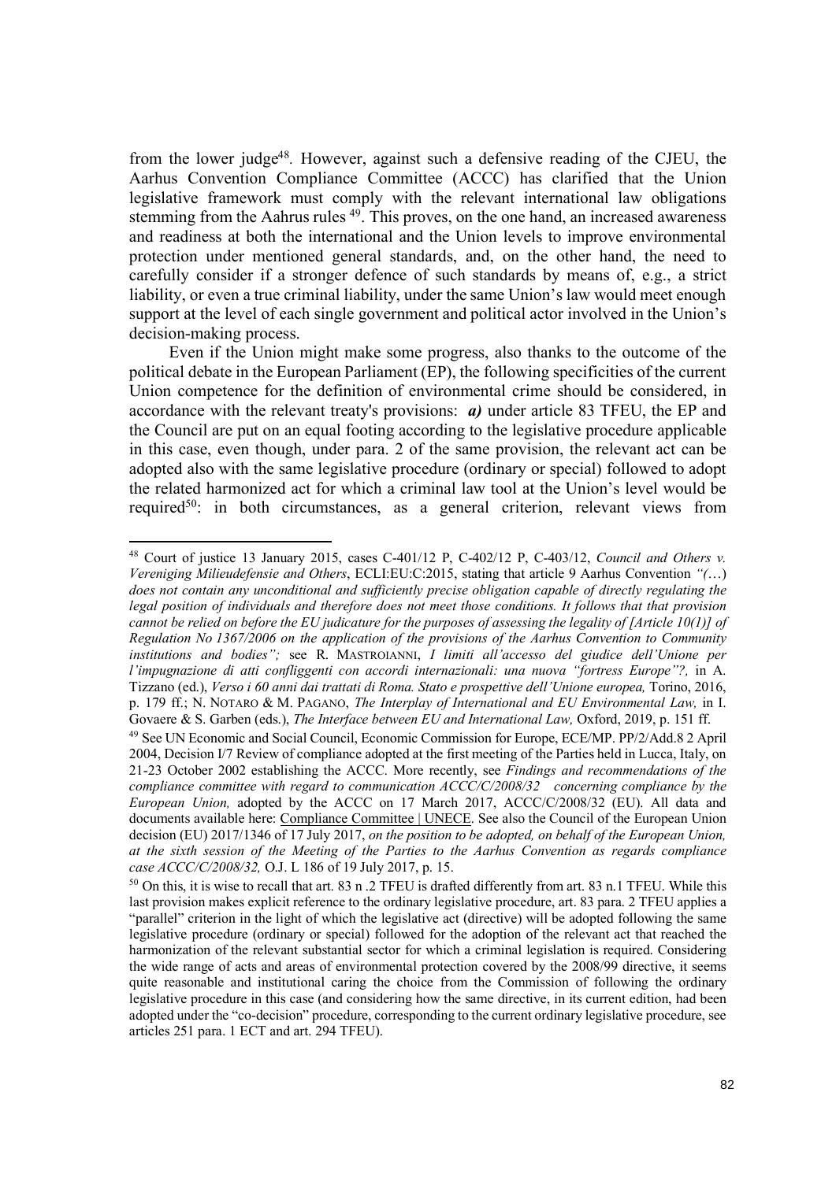from the lower judge[48]. However, against such a defensive reading of the CJEU, the Aarhus Convention Compliance Committee (ACCC) has clarified that the Union legislative framework must comply with the relevant international law obligations stemming from the Aahrus rules [49]. This proves, on the one hand, an increased awareness and readiness at both the international and the Union levels to improve environmental protection under mentioned general standards, and, on the other hand, the need to carefully consider if a stronger defence of such standards by means of, e.g., a strict liability, or even a true criminal liability, under the same Union's law would meet enough support at the level of each single government and political actor involved in the Union's decision-making process.

Even if the Union might make some progress, also thanks to the outcome of the political debate in the European Parliament (EP), the following specificities of the current Union competence for the definition of environmental crime should be considered, in accordance with the relevant treaty's provisions: ***a)*** under article 83 TFEU, the EP and the Council are put on an equal footing according to the legislative procedure applicable in this case, even though, under para. 2 of the same provision, the relevant act can be adopted also with the same legislative procedure (ordinary or special) followed to adopt the related harmonized act for which a criminal law tool at the Union's level would be required[50]: in both circumstances, as a general criterion, relevant views from

---

[48] Court of justice 13 January 2015, cases C-401/12 P, C-402/12 P, C-403/12, *Council and Others v. Vereniging Milieudefensie and Others*, ECLI:EU:C:2015, stating that article 9 Aarhus Convention *"(…) does not contain any unconditional and sufficiently precise obligation capable of directly regulating the legal position of individuals and therefore does not meet those conditions. It follows that that provision cannot be relied on before the EU judicature for the purposes of assessing the legality of [Article 10(1)] of Regulation No 1367/2006 on the application of the provisions of the Aarhus Convention to Community institutions and bodies";* see R. MASTROIANNI, *I limiti all'accesso del giudice dell'Unione per l'impugnazione di atti confliggenti con accordi internazionali: una nuova "fortress Europe"?,* in A. Tizzano (ed.), *Verso i 60 anni dai trattati di Roma. Stato e prospettive dell'Unione europea,* Torino, 2016, p. 179 ff.; N. NOTARO & M. PAGANO, *The Interplay of International and EU Environmental Law,* in I. Govaere & S. Garben (eds.), *The Interface between EU and International Law,* Oxford, 2019, p. 151 ff.

[49] See UN Economic and Social Council, Economic Commission for Europe, ECE/MP. PP/2/Add.8 2 April 2004, Decision I/7 Review of compliance adopted at the first meeting of the Parties held in Lucca, Italy, on 21-23 October 2002 establishing the ACCC. More recently, see *Findings and recommendations of the compliance committee with regard to communication ACCC/C/2008/32 concerning compliance by the European Union,* adopted by the ACCC on 17 March 2017, ACCC/C/2008/32 (EU). All data and documents available here: Compliance Committee | UNECE. See also the Council of the European Union decision (EU) 2017/1346 of 17 July 2017, *on the position to be adopted, on behalf of the European Union, at the sixth session of the Meeting of the Parties to the Aarhus Convention as regards compliance case ACCC/C/2008/32,* O.J. L 186 of 19 July 2017, p. 15.

[50] On this, it is wise to recall that art. 83 n .2 TFEU is drafted differently from art. 83 n.1 TFEU. While this last provision makes explicit reference to the ordinary legislative procedure, art. 83 para. 2 TFEU applies a "parallel" criterion in the light of which the legislative act (directive) will be adopted following the same legislative procedure (ordinary or special) followed for the adoption of the relevant act that reached the harmonization of the relevant substantial sector for which a criminal legislation is required. Considering the wide range of acts and areas of environmental protection covered by the 2008/99 directive, it seems quite reasonable and institutional caring the choice from the Commission of following the ordinary legislative procedure in this case (and considering how the same directive, in its current edition, had been adopted under the "co-decision" procedure, corresponding to the current ordinary legislative procedure, see articles 251 para. 1 ECT and art. 294 TFEU).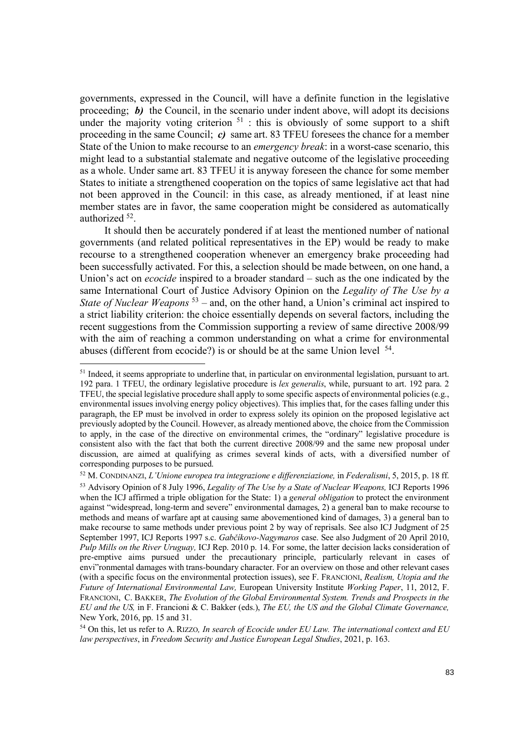governments, expressed in the Council, will have a definite function in the legislative proceeding; ***b)*** the Council, in the scenario under indent above, will adopt its decisions under the majority voting criterion [51] : this is obviously of some support to a shift proceeding in the same Council; ***c)*** same art. 83 TFEU foresees the chance for a member State of the Union to make recourse to an *emergency break*: in a worst-case scenario, this might lead to a substantial stalemate and negative outcome of the legislative proceeding as a whole. Under same art. 83 TFEU it is anyway foreseen the chance for some member States to initiate a strengthened cooperation on the topics of same legislative act that had not been approved in the Council: in this case, as already mentioned, if at least nine member states are in favor, the same cooperation might be considered as automatically authorized [52].

It should then be accurately pondered if at least the mentioned number of national governments (and related political representatives in the EP) would be ready to make recourse to a strengthened cooperation whenever an emergency brake proceeding had been successfully activated. For this, a selection should be made between, on one hand, a Union's act on *ecocide* inspired to a broader standard – such as the one indicated by the same International Court of Justice Advisory Opinion on the *Legality of The Use by a State of Nuclear Weapons* [53] – and, on the other hand, a Union's criminal act inspired to a strict liability criterion: the choice essentially depends on several factors, including the recent suggestions from the Commission supporting a review of same directive 2008/99 with the aim of reaching a common understanding on what a crime for environmental abuses (different from ecocide?) is or should be at the same Union level [54].

---

[51] Indeed, it seems appropriate to underline that, in particular on environmental legislation, pursuant to art. 192 para. 1 TFEU, the ordinary legislative procedure is *lex generalis*, while, pursuant to art. 192 para. 2 TFEU, the special legislative procedure shall apply to some specific aspects of environmental policies (e.g., environmental issues involving energy policy objectives). This implies that, for the cases falling under this paragraph, the EP must be involved in order to express solely its opinion on the proposed legislative act previously adopted by the Council. However, as already mentioned above, the choice from the Commission to apply, in the case of the directive on environmental crimes, the "ordinary" legislative procedure is consistent also with the fact that both the current directive 2008/99 and the same new proposal under discussion, are aimed at qualifying as crimes several kinds of acts, with a diversified number of corresponding purposes to be pursued.

[52] M. CONDINANZI, *L'Unione europea tra integrazione e differenziazione,* in *Federalismi*, 5, 2015, p. 18 ff.

[53] Advisory Opinion of 8 July 1996, *Legality of The Use by a State of Nuclear Weapons,* ICJ Reports 1996 when the ICJ affirmed a triple obligation for the State: 1) a *general obligation* to protect the environment against "widespread, long-term and severe" environmental damages, 2) a general ban to make recourse to methods and means of warfare apt at causing same abovementioned kind of damages, 3) a general ban to make recourse to same methods under previous point 2 by way of reprisals. See also ICJ Judgment of 25 September 1997, ICJ Reports 1997 s.c. *Gabčíkovo-Nagymaros* case. See also Judgment of 20 April 2010, *Pulp Mills on the River Uruguay,* ICJ Rep. 2010 p. 14. For some, the latter decision lacks consideration of pre-emptive aims pursued under the precautionary principle, particularly relevant in cases of envi"ronmental damages with trans-boundary character. For an overview on those and other relevant cases (with a specific focus on the environmental protection issues), see F. FRANCIONI, *Realism, Utopia and the Future of International Environmental Law,* European University Institute *Working Paper*, 11, 2012, F. FRANCIONI, C. BAKKER, *The Evolution of the Global Environmental System. Trends and Prospects in the EU and the US,* in F. Francioni & C. Bakker (eds.), *The EU, the US and the Global Climate Governance,* New York, 2016, pp. 15 and 31.

[54] On this, let us refer to A. RIZZO*, In search of Ecocide under EU Law. The international context and EU law perspectives*, in *Freedom Security and Justice European Legal Studies*, 2021, p. 163.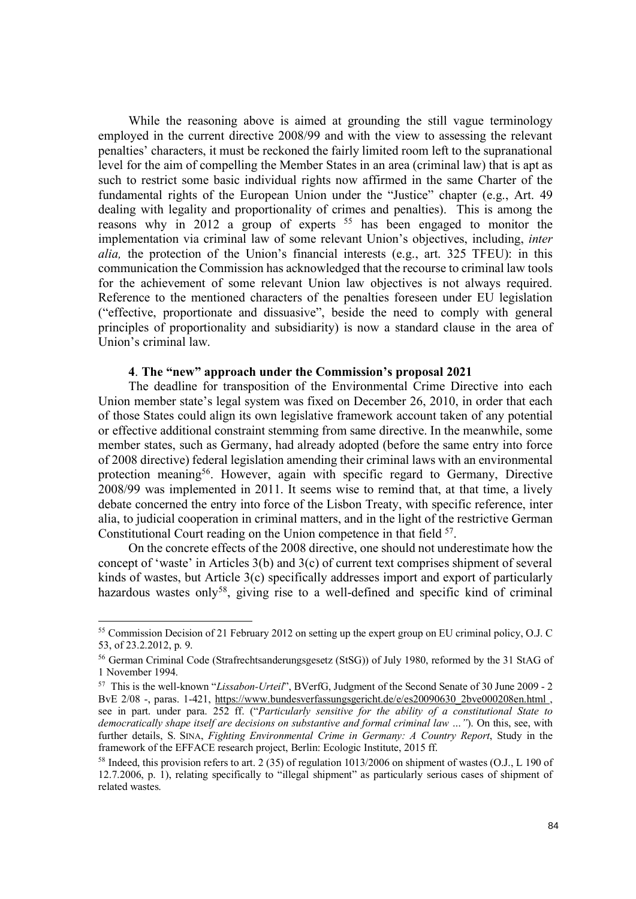While the reasoning above is aimed at grounding the still vague terminology employed in the current directive 2008/99 and with the view to assessing the relevant penalties' characters, it must be reckoned the fairly limited room left to the supranational level for the aim of compelling the Member States in an area (criminal law) that is apt as such to restrict some basic individual rights now affirmed in the same Charter of the fundamental rights of the European Union under the "Justice" chapter (e.g., Art. 49 dealing with legality and proportionality of crimes and penalties). This is among the reasons why in 2012 a group of experts [55] has been engaged to monitor the implementation via criminal law of some relevant Union's objectives, including, *inter alia,* the protection of the Union's financial interests (e.g., art. 325 TFEU): in this communication the Commission has acknowledged that the recourse to criminal law tools for the achievement of some relevant Union law objectives is not always required. Reference to the mentioned characters of the penalties foreseen under EU legislation ("effective, proportionate and dissuasive", beside the need to comply with general principles of proportionality and subsidiarity) is now a standard clause in the area of Union's criminal law.

### 4. The "new" approach under the Commission's proposal 2021

The deadline for transposition of the Environmental Crime Directive into each Union member state's legal system was fixed on December 26, 2010, in order that each of those States could align its own legislative framework account taken of any potential or effective additional constraint stemming from same directive. In the meanwhile, some member states, such as Germany, had already adopted (before the same entry into force of 2008 directive) federal legislation amending their criminal laws with an environmental protection meaning[56]. However, again with specific regard to Germany, Directive 2008/99 was implemented in 2011. It seems wise to remind that, at that time, a lively debate concerned the entry into force of the Lisbon Treaty, with specific reference, inter alia, to judicial cooperation in criminal matters, and in the light of the restrictive German Constitutional Court reading on the Union competence in that field [57].

On the concrete effects of the 2008 directive, one should not underestimate how the concept of 'waste' in Articles 3(b) and 3(c) of current text comprises shipment of several kinds of wastes, but Article 3(c) specifically addresses import and export of particularly hazardous wastes only[58], giving rise to a well-defined and specific kind of criminal

---

[55] Commission Decision of 21 February 2012 on setting up the expert group on EU criminal policy, O.J. C 53, of 23.2.2012, p. 9.

[56] German Criminal Code (Strafrechtsanderungsgesetz (StSG)) of July 1980, reformed by the 31 StAG of 1 November 1994.

[57] This is the well-known "*Lissabon-Urteil*", BVerfG, Judgment of the Second Senate of 30 June 2009 - 2 BvE 2/08 -, paras. 1-421, https://www.bundesverfassungsgericht.de/e/es20090630_2bve000208en.html , see in part. under para. 252 ff. ("*Particularly sensitive for the ability of a constitutional State to democratically shape itself are decisions on substantive and formal criminal law …"*). On this, see, with further details, S. SINA, *Fighting Environmental Crime in Germany: A Country Report*, Study in the framework of the EFFACE research project, Berlin: Ecologic Institute, 2015 ff.

[58] Indeed, this provision refers to art. 2 (35) of regulation 1013/2006 on shipment of wastes (O.J., L 190 of 12.7.2006, p. 1), relating specifically to "illegal shipment" as particularly serious cases of shipment of related wastes.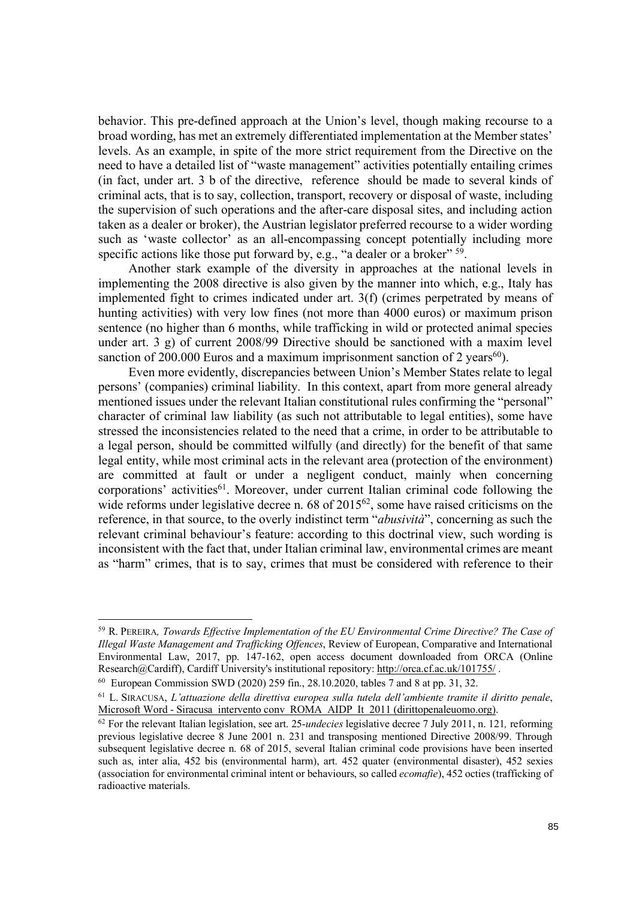behavior. This pre-defined approach at the Union's level, though making recourse to a broad wording, has met an extremely differentiated implementation at the Member states' levels. As an example, in spite of the more strict requirement from the Directive on the need to have a detailed list of "waste management" activities potentially entailing crimes (in fact, under art. 3 b of the directive, reference should be made to several kinds of criminal acts, that is to say, collection, transport, recovery or disposal of waste, including the supervision of such operations and the after-care disposal sites, and including action taken as a dealer or broker), the Austrian legislator preferred recourse to a wider wording such as 'waste collector' as an all-encompassing concept potentially including more specific actions like those put forward by, e.g., "a dealer or a broker" [59].

Another stark example of the diversity in approaches at the national levels in implementing the 2008 directive is also given by the manner into which, e.g., Italy has implemented fight to crimes indicated under art. 3(f) (crimes perpetrated by means of hunting activities) with very low fines (not more than 4000 euros) or maximum prison sentence (no higher than 6 months, while trafficking in wild or protected animal species under art. 3 g) of current 2008/99 Directive should be sanctioned with a maxim level sanction of 200.000 Euros and a maximum imprisonment sanction of 2 years[60]).

Even more evidently, discrepancies between Union's Member States relate to legal persons' (companies) criminal liability. In this context, apart from more general already mentioned issues under the relevant Italian constitutional rules confirming the "personal" character of criminal law liability (as such not attributable to legal entities), some have stressed the inconsistencies related to the need that a crime, in order to be attributable to a legal person, should be committed wilfully (and directly) for the benefit of that same legal entity, while most criminal acts in the relevant area (protection of the environment) are committed at fault or under a negligent conduct, mainly when concerning corporations' activities[61]. Moreover, under current Italian criminal code following the wide reforms under legislative decree n. 68 of 2015[62], some have raised criticisms on the reference, in that source, to the overly indistinct term "*abusività*", concerning as such the relevant criminal behaviour's feature: according to this doctrinal view, such wording is inconsistent with the fact that, under Italian criminal law, environmental crimes are meant as "harm" crimes, that is to say, crimes that must be considered with reference to their

---

[59] R. PEREIRA, *Towards Effective Implementation of the EU Environmental Crime Directive? The Case of Illegal Waste Management and Trafficking Offences*, Review of European, Comparative and International Environmental Law, 2017, pp. 147-162, open access document downloaded from ORCA (Online Research@Cardiff), Cardiff University's institutional repository: http://orca.cf.ac.uk/101755/ .

[60] European Commission SWD (2020) 259 fin., 28.10.2020, tables 7 and 8 at pp. 31, 32.

[61] L. SIRACUSA, *L'attuazione della direttiva europea sulla tutela dell'ambiente tramite il diritto penale*, Microsoft Word - Siracusa intervento conv ROMA AIDP It 2011 (dirittopenaleuomo.org).

[62] For the relevant Italian legislation, see art. 25-*undecies* legislative decree 7 July 2011, n. 121, reforming previous legislative decree 8 June 2001 n. 231 and transposing mentioned Directive 2008/99. Through subsequent legislative decree n. 68 of 2015, several Italian criminal code provisions have been inserted such as, inter alia, 452 bis (environmental harm), art. 452 quater (environmental disaster), 452 sexies (association for environmental criminal intent or behaviours, so called *ecomafie*), 452 octies (trafficking of radioactive materials.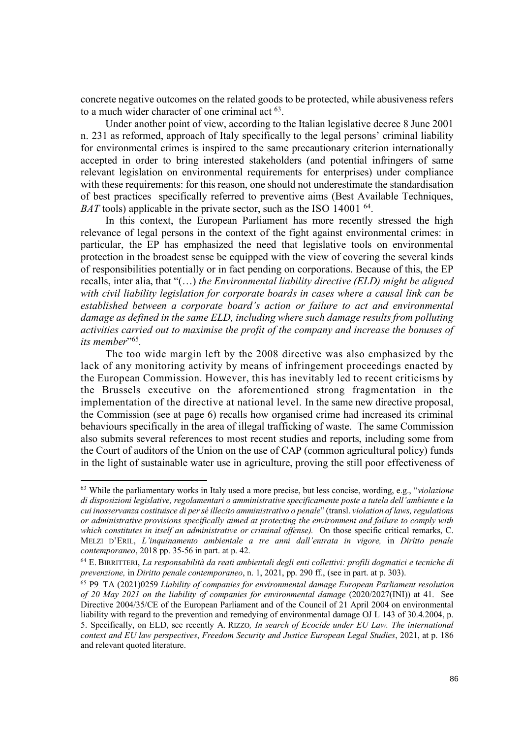concrete negative outcomes on the related goods to be protected, while abusiveness refers to a much wider character of one criminal act [63].

Under another point of view, according to the Italian legislative decree 8 June 2001 n. 231 as reformed, approach of Italy specifically to the legal persons' criminal liability for environmental crimes is inspired to the same precautionary criterion internationally accepted in order to bring interested stakeholders (and potential infringers of same relevant legislation on environmental requirements for enterprises) under compliance with these requirements: for this reason, one should not underestimate the standardisation of best practices specifically referred to preventive aims (Best Available Techniques, *BAT* tools) applicable in the private sector, such as the ISO 14001 [64].

In this context, the European Parliament has more recently stressed the high relevance of legal persons in the context of the fight against environmental crimes: in particular, the EP has emphasized the need that legislative tools on environmental protection in the broadest sense be equipped with the view of covering the several kinds of responsibilities potentially or in fact pending on corporations. Because of this, the EP recalls, inter alia, that "(…) *the Environmental liability directive (ELD) might be aligned with civil liability legislation for corporate boards in cases where a causal link can be established between a corporate board's action or failure to act and environmental damage as defined in the same ELD, including where such damage results from polluting activities carried out to maximise the profit of the company and increase the bonuses of its member*"[65].

The too wide margin left by the 2008 directive was also emphasized by the lack of any monitoring activity by means of infringement proceedings enacted by the European Commission. However, this has inevitably led to recent criticisms by the Brussels executive on the aforementioned strong fragmentation in the implementation of the directive at national level. In the same new directive proposal, the Commission (see at page 6) recalls how organised crime had increased its criminal behaviours specifically in the area of illegal trafficking of waste. The same Commission also submits several references to most recent studies and reports, including some from the Court of auditors of the Union on the use of CAP (common agricultural policy) funds in the light of sustainable water use in agriculture, proving the still poor effectiveness of

---

[63] While the parliamentary works in Italy used a more precise, but less concise, wording, e.g., "*violazione di disposizioni legislative, regolamentari o amministrative specificamente poste a tutela dell'ambiente e la cui inosservanza costituisce di per sé illecito amministrativo o penale*" (transl. *violation of laws, regulations or administrative provisions specifically aimed at protecting the environment and failure to comply with which constitutes in itself an administrative or criminal offense).* On those specific critical remarks, C. Melzi d'Eril, *L'inquinamento ambientale a tre anni dall'entrata in vigore,* in *Diritto penale contemporaneo*, 2018 pp. 35-56 in part. at p. 42.

[64] E. Birritteri, *La responsabilità da reati ambientali degli enti collettivi: profili dogmatici e tecniche di prevenzione,* in *Diritto penale contemporaneo*, n. 1, 2021, pp. 290 ff., (see in part. at p. 303).

[65] P9_TA (2021)0259 *Liability of companies for environmental damage European Parliament resolution of 20 May 2021 on the liability of companies for environmental damage* (2020/2027(INI)) at 41. See Directive 2004/35/CE of the European Parliament and of the Council of 21 April 2004 on environmental liability with regard to the prevention and remedying of environmental damage OJ L 143 of 30.4.2004, p. 5. Specifically, on ELD, see recently A. Rizzo*, In search of Ecocide under EU Law. The international context and EU law perspectives*, *Freedom Security and Justice European Legal Studies*, 2021, at p. 186 and relevant quoted literature.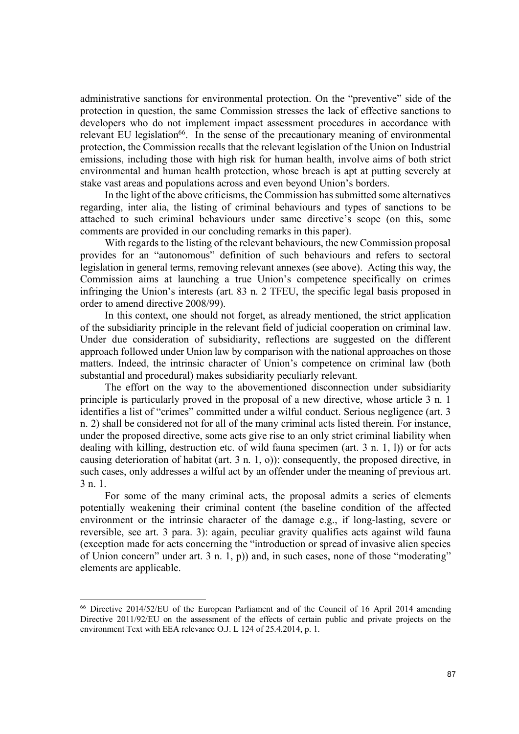administrative sanctions for environmental protection. On the "preventive" side of the protection in question, the same Commission stresses the lack of effective sanctions to developers who do not implement impact assessment procedures in accordance with relevant EU legislation[66]. In the sense of the precautionary meaning of environmental protection, the Commission recalls that the relevant legislation of the Union on Industrial emissions, including those with high risk for human health, involve aims of both strict environmental and human health protection, whose breach is apt at putting severely at stake vast areas and populations across and even beyond Union's borders.

In the light of the above criticisms, the Commission has submitted some alternatives regarding, inter alia, the listing of criminal behaviours and types of sanctions to be attached to such criminal behaviours under same directive's scope (on this, some comments are provided in our concluding remarks in this paper).

With regards to the listing of the relevant behaviours, the new Commission proposal provides for an "autonomous" definition of such behaviours and refers to sectoral legislation in general terms, removing relevant annexes (see above). Acting this way, the Commission aims at launching a true Union's competence specifically on crimes infringing the Union's interests (art. 83 n. 2 TFEU, the specific legal basis proposed in order to amend directive 2008/99).

In this context, one should not forget, as already mentioned, the strict application of the subsidiarity principle in the relevant field of judicial cooperation on criminal law. Under due consideration of subsidiarity, reflections are suggested on the different approach followed under Union law by comparison with the national approaches on those matters. Indeed, the intrinsic character of Union's competence on criminal law (both substantial and procedural) makes subsidiarity peculiarly relevant.

The effort on the way to the abovementioned disconnection under subsidiarity principle is particularly proved in the proposal of a new directive, whose article 3 n. 1 identifies a list of "crimes" committed under a wilful conduct. Serious negligence (art. 3 n. 2) shall be considered not for all of the many criminal acts listed therein. For instance, under the proposed directive, some acts give rise to an only strict criminal liability when dealing with killing, destruction etc. of wild fauna specimen (art. 3 n. 1, l)) or for acts causing deterioration of habitat (art. 3 n. 1, o)): consequently, the proposed directive, in such cases, only addresses a wilful act by an offender under the meaning of previous art. 3 n. 1.

For some of the many criminal acts, the proposal admits a series of elements potentially weakening their criminal content (the baseline condition of the affected environment or the intrinsic character of the damage e.g., if long-lasting, severe or reversible, see art. 3 para. 3): again, peculiar gravity qualifies acts against wild fauna (exception made for acts concerning the "introduction or spread of invasive alien species of Union concern" under art. 3 n. 1, p)) and, in such cases, none of those "moderating" elements are applicable.

---

[66] Directive 2014/52/EU of the European Parliament and of the Council of 16 April 2014 amending Directive 2011/92/EU on the assessment of the effects of certain public and private projects on the environment Text with EEA relevance O.J. L 124 of 25.4.2014, p. 1.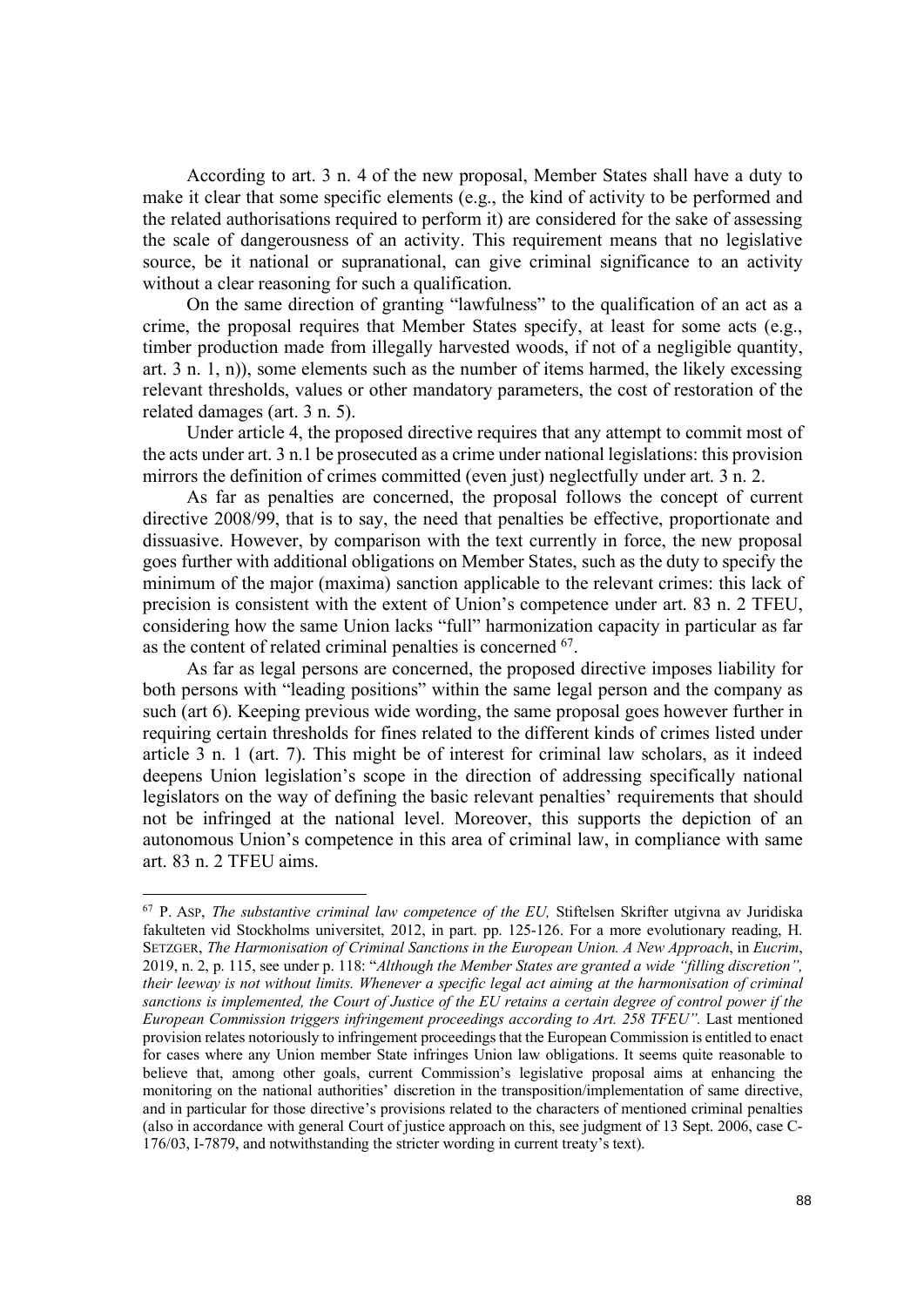According to art. 3 n. 4 of the new proposal, Member States shall have a duty to make it clear that some specific elements (e.g., the kind of activity to be performed and the related authorisations required to perform it) are considered for the sake of assessing the scale of dangerousness of an activity. This requirement means that no legislative source, be it national or supranational, can give criminal significance to an activity without a clear reasoning for such a qualification.

On the same direction of granting "lawfulness" to the qualification of an act as a crime, the proposal requires that Member States specify, at least for some acts (e.g., timber production made from illegally harvested woods, if not of a negligible quantity, art. 3 n. 1, n)), some elements such as the number of items harmed, the likely excessing relevant thresholds, values or other mandatory parameters, the cost of restoration of the related damages (art. 3 n. 5).

Under article 4, the proposed directive requires that any attempt to commit most of the acts under art. 3 n.1 be prosecuted as a crime under national legislations: this provision mirrors the definition of crimes committed (even just) neglectfully under art. 3 n. 2.

As far as penalties are concerned, the proposal follows the concept of current directive 2008/99, that is to say, the need that penalties be effective, proportionate and dissuasive. However, by comparison with the text currently in force, the new proposal goes further with additional obligations on Member States, such as the duty to specify the minimum of the major (maxima) sanction applicable to the relevant crimes: this lack of precision is consistent with the extent of Union's competence under art. 83 n. 2 TFEU, considering how the same Union lacks "full" harmonization capacity in particular as far as the content of related criminal penalties is concerned [67].

As far as legal persons are concerned, the proposed directive imposes liability for both persons with "leading positions" within the same legal person and the company as such (art 6). Keeping previous wide wording, the same proposal goes however further in requiring certain thresholds for fines related to the different kinds of crimes listed under article 3 n. 1 (art. 7). This might be of interest for criminal law scholars, as it indeed deepens Union legislation's scope in the direction of addressing specifically national legislators on the way of defining the basic relevant penalties' requirements that should not be infringed at the national level. Moreover, this supports the depiction of an autonomous Union's competence in this area of criminal law, in compliance with same art. 83 n. 2 TFEU aims.

---

[67] P. ASP, *The substantive criminal law competence of the EU,* Stiftelsen Skrifter utgivna av Juridiska fakulteten vid Stockholms universitet, 2012, in part. pp. 125-126. For a more evolutionary reading, H. SETZGER, *The Harmonisation of Criminal Sanctions in the European Union. A New Approach*, in *Eucrim*, 2019, n. 2, p. 115, see under p. 118: "*Although the Member States are granted a wide "filling discretion", their leeway is not without limits. Whenever a specific legal act aiming at the harmonisation of criminal sanctions is implemented, the Court of Justice of the EU retains a certain degree of control power if the European Commission triggers infringement proceedings according to Art. 258 TFEU".* Last mentioned provision relates notoriously to infringement proceedings that the European Commission is entitled to enact for cases where any Union member State infringes Union law obligations. It seems quite reasonable to believe that, among other goals, current Commission's legislative proposal aims at enhancing the monitoring on the national authorities' discretion in the transposition/implementation of same directive, and in particular for those directive's provisions related to the characters of mentioned criminal penalties (also in accordance with general Court of justice approach on this, see judgment of 13 Sept. 2006, case C-176/03, I-7879, and notwithstanding the stricter wording in current treaty's text).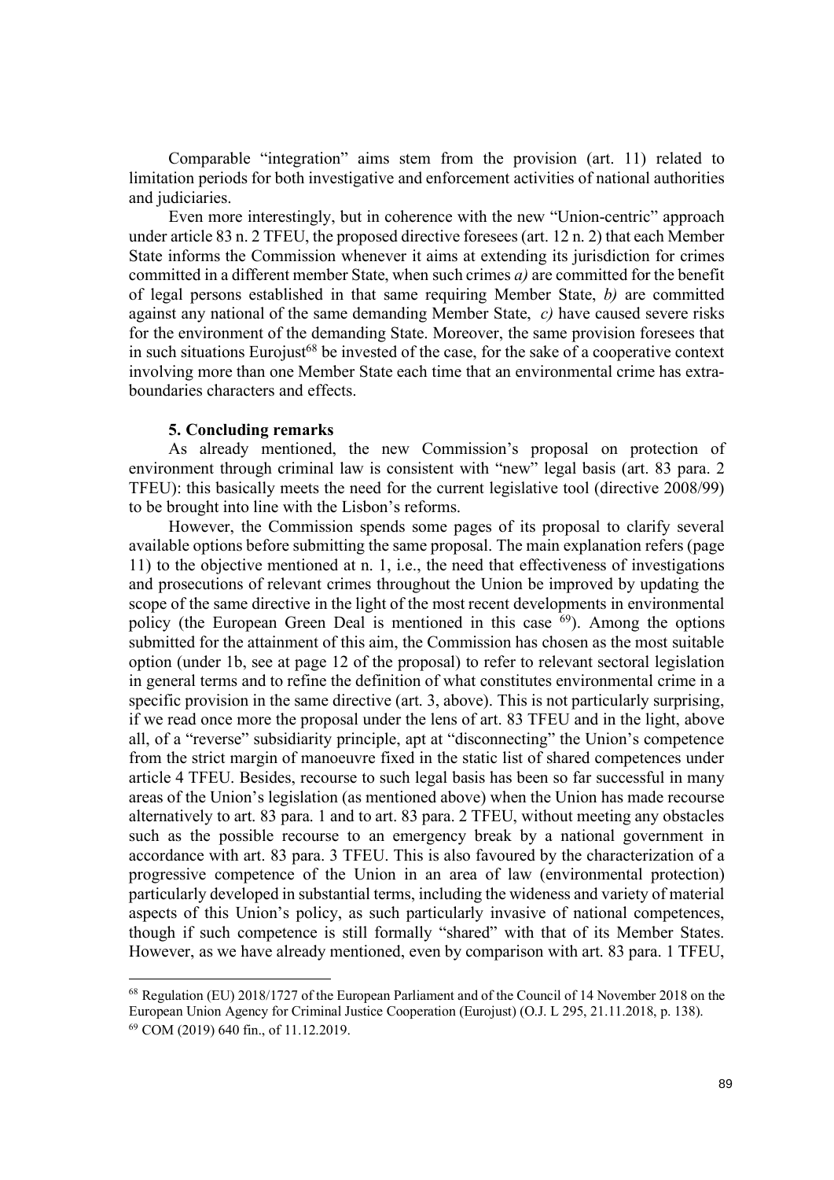Comparable "integration" aims stem from the provision (art. 11) related to limitation periods for both investigative and enforcement activities of national authorities and judiciaries.

Even more interestingly, but in coherence with the new "Union-centric" approach under article 83 n. 2 TFEU, the proposed directive foresees (art. 12 n. 2) that each Member State informs the Commission whenever it aims at extending its jurisdiction for crimes committed in a different member State, when such crimes *a)* are committed for the benefit of legal persons established in that same requiring Member State, *b)* are committed against any national of the same demanding Member State, *c)* have caused severe risks for the environment of the demanding State. Moreover, the same provision foresees that in such situations Eurojust[68] be invested of the case, for the sake of a cooperative context involving more than one Member State each time that an environmental crime has extra-boundaries characters and effects.

## 5. Concluding remarks

As already mentioned, the new Commission's proposal on protection of environment through criminal law is consistent with "new" legal basis (art. 83 para. 2 TFEU): this basically meets the need for the current legislative tool (directive 2008/99) to be brought into line with the Lisbon's reforms.

However, the Commission spends some pages of its proposal to clarify several available options before submitting the same proposal. The main explanation refers (page 11) to the objective mentioned at n. 1, i.e., the need that effectiveness of investigations and prosecutions of relevant crimes throughout the Union be improved by updating the scope of the same directive in the light of the most recent developments in environmental policy (the European Green Deal is mentioned in this case [69]). Among the options submitted for the attainment of this aim, the Commission has chosen as the most suitable option (under 1b, see at page 12 of the proposal) to refer to relevant sectoral legislation in general terms and to refine the definition of what constitutes environmental crime in a specific provision in the same directive (art. 3, above). This is not particularly surprising, if we read once more the proposal under the lens of art. 83 TFEU and in the light, above all, of a "reverse" subsidiarity principle, apt at "disconnecting" the Union's competence from the strict margin of manoeuvre fixed in the static list of shared competences under article 4 TFEU. Besides, recourse to such legal basis has been so far successful in many areas of the Union's legislation (as mentioned above) when the Union has made recourse alternatively to art. 83 para. 1 and to art. 83 para. 2 TFEU, without meeting any obstacles such as the possible recourse to an emergency break by a national government in accordance with art. 83 para. 3 TFEU. This is also favoured by the characterization of a progressive competence of the Union in an area of law (environmental protection) particularly developed in substantial terms, including the wideness and variety of material aspects of this Union's policy, as such particularly invasive of national competences, though if such competence is still formally "shared" with that of its Member States. However, as we have already mentioned, even by comparison with art. 83 para. 1 TFEU,

---

[68] Regulation (EU) 2018/1727 of the European Parliament and of the Council of 14 November 2018 on the European Union Agency for Criminal Justice Cooperation (Eurojust) (O.J. L 295, 21.11.2018, p. 138).

[69] COM (2019) 640 fin., of 11.12.2019.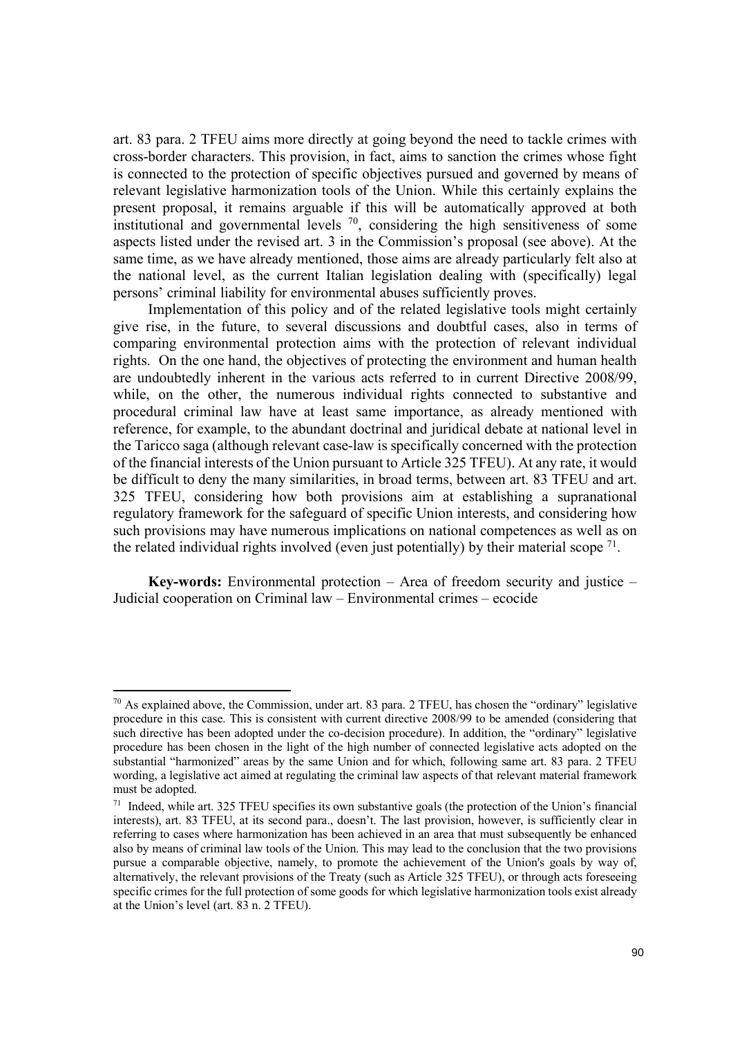art. 83 para. 2 TFEU aims more directly at going beyond the need to tackle crimes with cross-border characters. This provision, in fact, aims to sanction the crimes whose fight is connected to the protection of specific objectives pursued and governed by means of relevant legislative harmonization tools of the Union. While this certainly explains the present proposal, it remains arguable if this will be automatically approved at both institutional and governmental levels [70], considering the high sensitiveness of some aspects listed under the revised art. 3 in the Commission's proposal (see above). At the same time, as we have already mentioned, those aims are already particularly felt also at the national level, as the current Italian legislation dealing with (specifically) legal persons' criminal liability for environmental abuses sufficiently proves.

Implementation of this policy and of the related legislative tools might certainly give rise, in the future, to several discussions and doubtful cases, also in terms of comparing environmental protection aims with the protection of relevant individual rights. On the one hand, the objectives of protecting the environment and human health are undoubtedly inherent in the various acts referred to in current Directive 2008/99, while, on the other, the numerous individual rights connected to substantive and procedural criminal law have at least same importance, as already mentioned with reference, for example, to the abundant doctrinal and juridical debate at national level in the Taricco saga (although relevant case-law is specifically concerned with the protection of the financial interests of the Union pursuant to Article 325 TFEU). At any rate, it would be difficult to deny the many similarities, in broad terms, between art. 83 TFEU and art. 325 TFEU, considering how both provisions aim at establishing a supranational regulatory framework for the safeguard of specific Union interests, and considering how such provisions may have numerous implications on national competences as well as on the related individual rights involved (even just potentially) by their material scope [71].

**Key-words:** Environmental protection – Area of freedom security and justice – Judicial cooperation on Criminal law – Environmental crimes – ecocide

---

[70] As explained above, the Commission, under art. 83 para. 2 TFEU, has chosen the "ordinary" legislative procedure in this case. This is consistent with current directive 2008/99 to be amended (considering that such directive has been adopted under the co-decision procedure). In addition, the "ordinary" legislative procedure has been chosen in the light of the high number of connected legislative acts adopted on the substantial "harmonized" areas by the same Union and for which, following same art. 83 para. 2 TFEU wording, a legislative act aimed at regulating the criminal law aspects of that relevant material framework must be adopted.

[71] Indeed, while art. 325 TFEU specifies its own substantive goals (the protection of the Union's financial interests), art. 83 TFEU, at its second para., doesn't. The last provision, however, is sufficiently clear in referring to cases where harmonization has been achieved in an area that must subsequently be enhanced also by means of criminal law tools of the Union. This may lead to the conclusion that the two provisions pursue a comparable objective, namely, to promote the achievement of the Union's goals by way of, alternatively, the relevant provisions of the Treaty (such as Article 325 TFEU), or through acts foreseeing specific crimes for the full protection of some goods for which legislative harmonization tools exist already at the Union's level (art. 83 n. 2 TFEU).